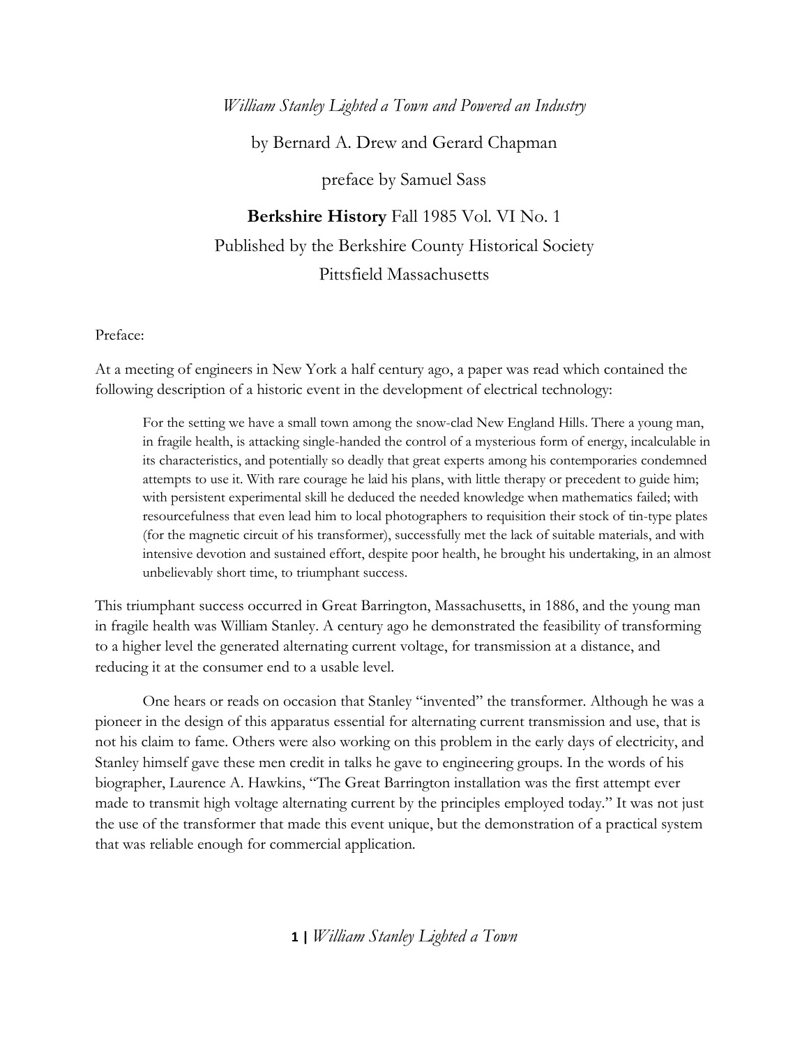*William Stanley Lighted a Town and Powered an Industry*

by Bernard A. Drew and Gerard Chapman

preface by Samuel Sass

**Berkshire History** Fall 1985 Vol. VI No. 1

Published by the Berkshire County Historical Society

Pittsfield Massachusetts

Preface:

At a meeting of engineers in New York a half century ago, a paper was read which contained the following description of a historic event in the development of electrical technology:

> For the setting we have a small town among the snow-clad New England Hills. There a young man, in fragile health, is attacking single-handed the control of a mysterious form of energy, incalculable in its characteristics, and potentially so deadly that great experts among his contemporaries condemned attempts to use it. With rare courage he laid his plans, with little therapy or precedent to guide him; with persistent experimental skill he deduced the needed knowledge when mathematics failed; with resourcefulness that even lead him to local photographers to requisition their stock of tin-type plates (for the magnetic circuit of his transformer), successfully met the lack of suitable materials, and with intensive devotion and sustained effort, despite poor health, he brought his undertaking, in an almost unbelievably short time, to triumphant success.

This triumphant success occurred in Great Barrington, Massachusetts, in 1886, and the young man in fragile health was William Stanley. A century ago he demonstrated the feasibility of transforming to a higher level the generated alternating current voltage, for transmission at a distance, and reducing it at the consumer end to a usable level.

One hears or reads on occasion that Stanley "invented" the transformer. Although he was a pioneer in the design of this apparatus essential for alternating current transmission and use, that is not his claim to fame. Others were also working on this problem in the early days of electricity, and Stanley himself gave these men credit in talks he gave to engineering groups. In the words of his biographer, Laurence A. Hawkins, "The Great Barrington installation was the first attempt ever made to transmit high voltage alternating current by the principles employed today." It was not just the use of the transformer that made this event unique, but the demonstration of a practical system that was reliable enough for commercial application.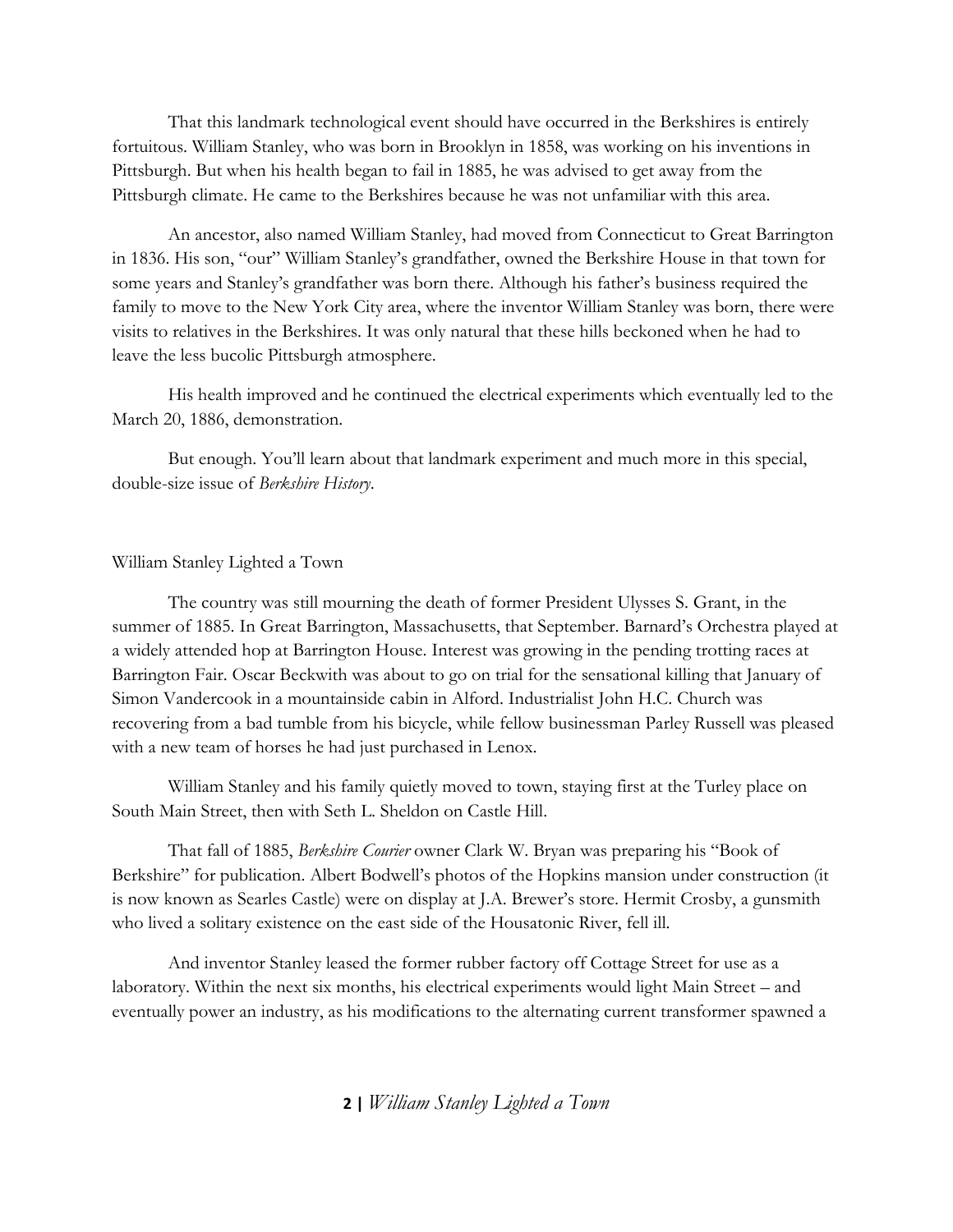That this landmark technological event should have occurred in the Berkshires is entirely fortuitous. William Stanley, who was born in Brooklyn in 1858, was working on his inventions in Pittsburgh. But when his health began to fail in 1885, he was advised to get away from the Pittsburgh climate. He came to the Berkshires because he was not unfamiliar with this area.

An ancestor, also named William Stanley, had moved from Connecticut to Great Barrington in 1836. His son, "our" William Stanley's grandfather, owned the Berkshire House in that town for some years and Stanley's grandfather was born there. Although his father's business required the family to move to the New York City area, where the inventor William Stanley was born, there were visits to relatives in the Berkshires. It was only natural that these hills beckoned when he had to leave the less bucolic Pittsburgh atmosphere.

His health improved and he continued the electrical experiments which eventually led to the March 20, 1886, demonstration.

But enough. You'll learn about that landmark experiment and much more in this special, double-size issue of *Berkshire History*.

## William Stanley Lighted a Town

The country was still mourning the death of former President Ulysses S. Grant, in the summer of 1885. In Great Barrington, Massachusetts, that September. Barnard's Orchestra played at a widely attended hop at Barrington House. Interest was growing in the pending trotting races at Barrington Fair. Oscar Beckwith was about to go on trial for the sensational killing that January of Simon Vandercook in a mountainside cabin in Alford. Industrialist John H.C. Church was recovering from a bad tumble from his bicycle, while fellow businessman Parley Russell was pleased with a new team of horses he had just purchased in Lenox.

William Stanley and his family quietly moved to town, staying first at the Turley place on South Main Street, then with Seth L. Sheldon on Castle Hill.

That fall of 1885, *Berkshire Courier* owner Clark W. Bryan was preparing his "Book of Berkshire" for publication. Albert Bodwell's photos of the Hopkins mansion under construction (it is now known as Searles Castle) were on display at J.A. Brewer's store. Hermit Crosby, a gunsmith who lived a solitary existence on the east side of the Housatonic River, fell ill.

And inventor Stanley leased the former rubber factory off Cottage Street for use as a laboratory. Within the next six months, his electrical experiments would light Main Street – and eventually power an industry, as his modifications to the alternating current transformer spawned a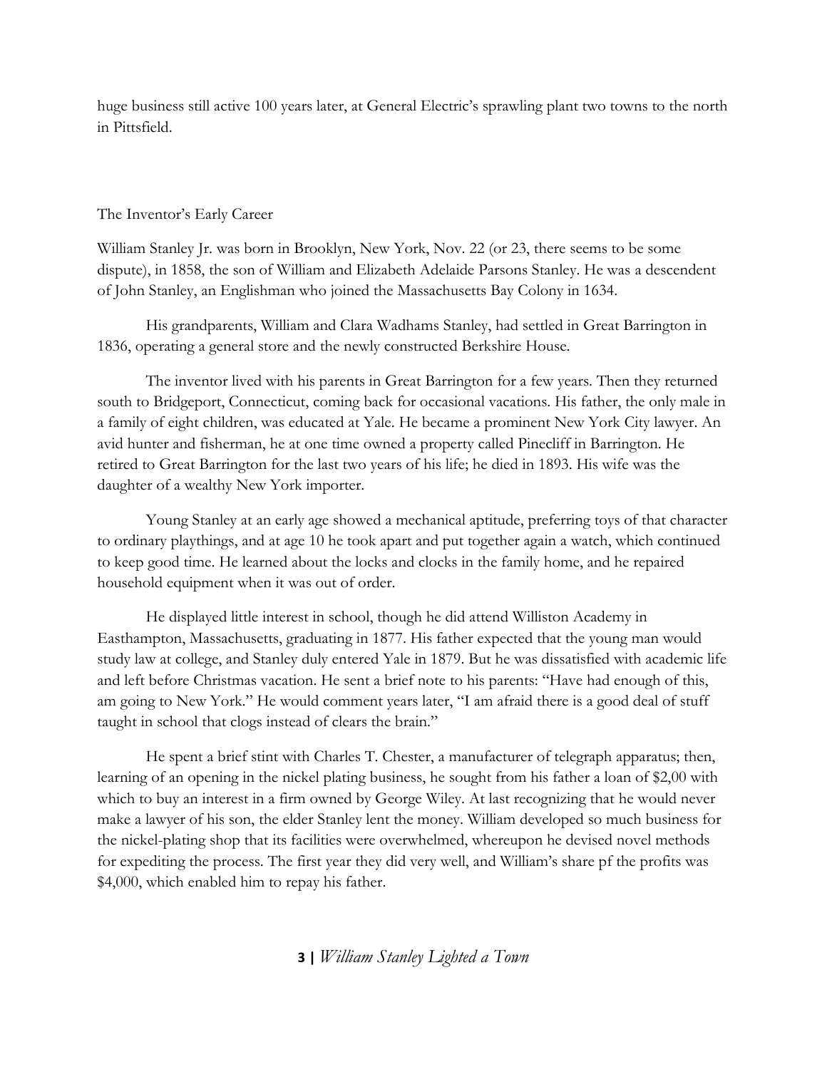huge business still active 100 years later, at General Electric's sprawling plant two towns to the north in Pittsfield.

## The Inventor's Early Career

William Stanley Jr. was born in Brooklyn, New York, Nov. 22 (or 23, there seems to be some dispute), in 1858, the son of William and Elizabeth Adelaide Parsons Stanley. He was a descendent of John Stanley, an Englishman who joined the Massachusetts Bay Colony in 1634.

His grandparents, William and Clara Wadhams Stanley, had settled in Great Barrington in 1836, operating a general store and the newly constructed Berkshire House.

The inventor lived with his parents in Great Barrington for a few years. Then they returned south to Bridgeport, Connecticut, coming back for occasional vacations. His father, the only male in a family of eight children, was educated at Yale. He became a prominent New York City lawyer. An avid hunter and fisherman, he at one time owned a property called Pinecliff in Barrington. He retired to Great Barrington for the last two years of his life; he died in 1893. His wife was the daughter of a wealthy New York importer.

Young Stanley at an early age showed a mechanical aptitude, preferring toys of that character to ordinary playthings, and at age 10 he took apart and put together again a watch, which continued to keep good time. He learned about the locks and clocks in the family home, and he repaired household equipment when it was out of order.

He displayed little interest in school, though he did attend Williston Academy in Easthampton, Massachusetts, graduating in 1877. His father expected that the young man would study law at college, and Stanley duly entered Yale in 1879. But he was dissatisfied with academic life and left before Christmas vacation. He sent a brief note to his parents: "Have had enough of this, am going to New York." He would comment years later, "I am afraid there is a good deal of stuff taught in school that clogs instead of clears the brain."

He spent a brief stint with Charles T. Chester, a manufacturer of telegraph apparatus; then, learning of an opening in the nickel plating business, he sought from his father a loan of $2,00 with which to buy an interest in a firm owned by George Wiley. At last recognizing that he would never make a lawyer of his son, the elder Stanley lent the money. William developed so much business for the nickel-plating shop that its facilities were overwhelmed, whereupon he devised novel methods for expediting the process. The first year they did very well, and William's share pf the profits was $4,000, which enabled him to repay his father.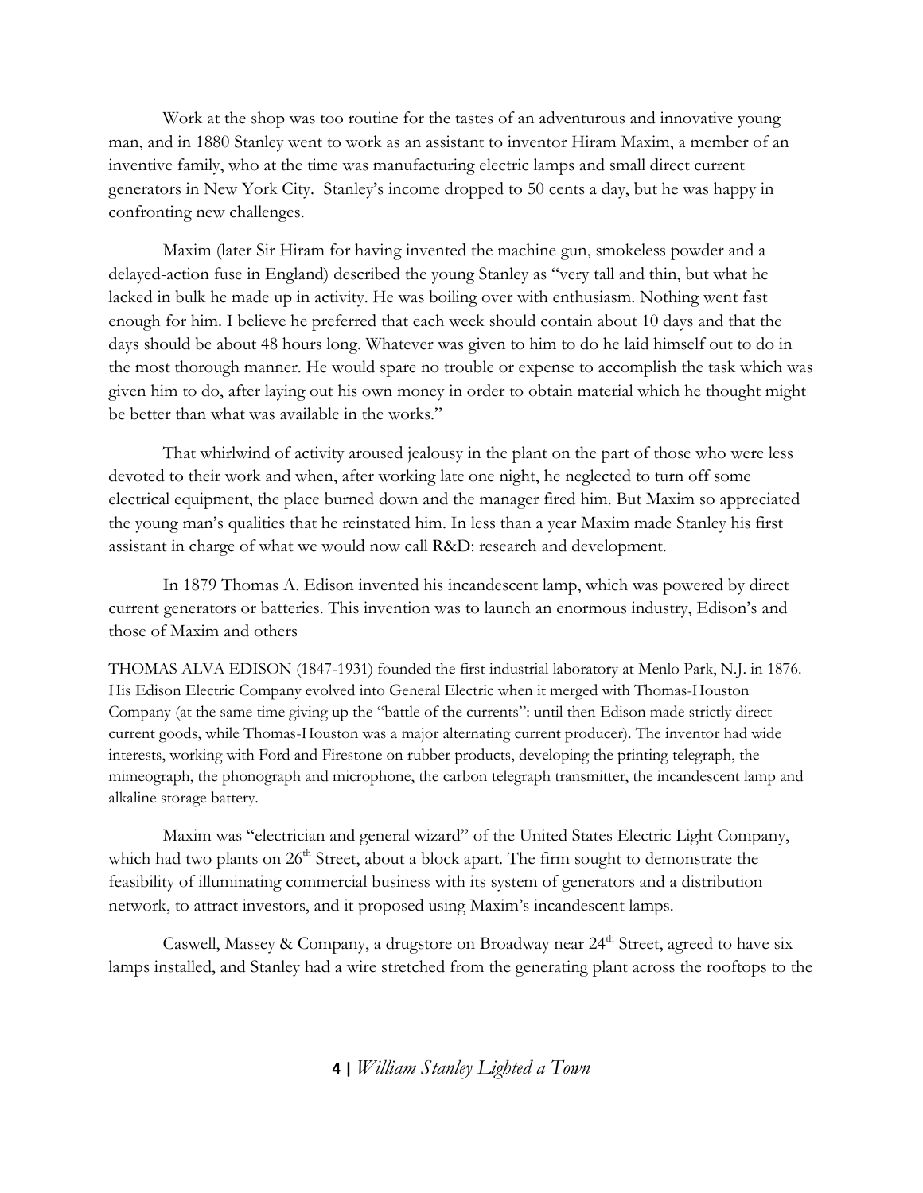Work at the shop was too routine for the tastes of an adventurous and innovative young man, and in 1880 Stanley went to work as an assistant to inventor Hiram Maxim, a member of an inventive family, who at the time was manufacturing electric lamps and small direct current generators in New York City. Stanley's income dropped to 50 cents a day, but he was happy in confronting new challenges.

Maxim (later Sir Hiram for having invented the machine gun, smokeless powder and a delayed-action fuse in England) described the young Stanley as "very tall and thin, but what he lacked in bulk he made up in activity. He was boiling over with enthusiasm. Nothing went fast enough for him. I believe he preferred that each week should contain about 10 days and that the days should be about 48 hours long. Whatever was given to him to do he laid himself out to do in the most thorough manner. He would spare no trouble or expense to accomplish the task which was given him to do, after laying out his own money in order to obtain material which he thought might be better than what was available in the works."

That whirlwind of activity aroused jealousy in the plant on the part of those who were less devoted to their work and when, after working late one night, he neglected to turn off some electrical equipment, the place burned down and the manager fired him. But Maxim so appreciated the young man's qualities that he reinstated him. In less than a year Maxim made Stanley his first assistant in charge of what we would now call R&D: research and development.

In 1879 Thomas A. Edison invented his incandescent lamp, which was powered by direct current generators or batteries. This invention was to launch an enormous industry, Edison's and those of Maxim and others

THOMAS ALVA EDISON (1847-1931) founded the first industrial laboratory at Menlo Park, N.J. in 1876. His Edison Electric Company evolved into General Electric when it merged with Thomas-Houston Company (at the same time giving up the "battle of the currents": until then Edison made strictly direct current goods, while Thomas-Houston was a major alternating current producer). The inventor had wide interests, working with Ford and Firestone on rubber products, developing the printing telegraph, the mimeograph, the phonograph and microphone, the carbon telegraph transmitter, the incandescent lamp and alkaline storage battery.

Maxim was "electrician and general wizard" of the United States Electric Light Company, which had two plants on 26th Street, about a block apart. The firm sought to demonstrate the feasibility of illuminating commercial business with its system of generators and a distribution network, to attract investors, and it proposed using Maxim's incandescent lamps.

Caswell, Massey & Company, a drugstore on Broadway near 24th Street, agreed to have six lamps installed, and Stanley had a wire stretched from the generating plant across the rooftops to the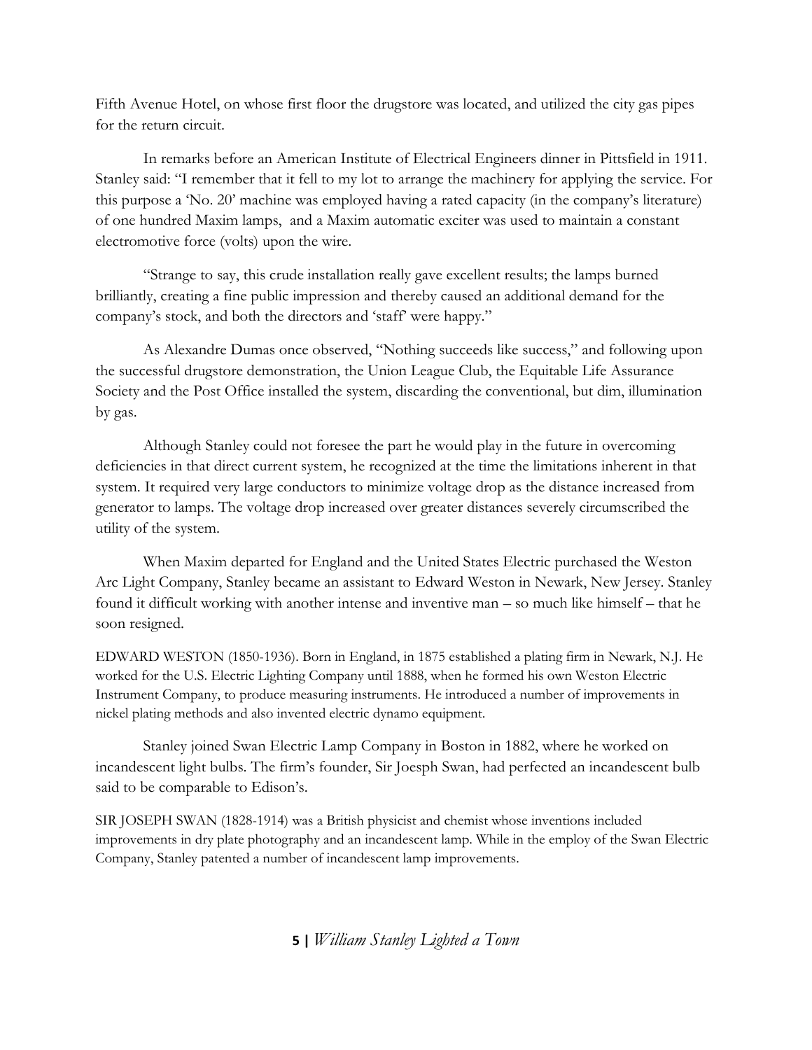Fifth Avenue Hotel, on whose first floor the drugstore was located, and utilized the city gas pipes for the return circuit.

In remarks before an American Institute of Electrical Engineers dinner in Pittsfield in 1911. Stanley said: "I remember that it fell to my lot to arrange the machinery for applying the service. For this purpose a 'No. 20' machine was employed having a rated capacity (in the company's literature) of one hundred Maxim lamps, and a Maxim automatic exciter was used to maintain a constant electromotive force (volts) upon the wire.

"Strange to say, this crude installation really gave excellent results; the lamps burned brilliantly, creating a fine public impression and thereby caused an additional demand for the company's stock, and both the directors and 'staff' were happy."

As Alexandre Dumas once observed, "Nothing succeeds like success," and following upon the successful drugstore demonstration, the Union League Club, the Equitable Life Assurance Society and the Post Office installed the system, discarding the conventional, but dim, illumination by gas.

Although Stanley could not foresee the part he would play in the future in overcoming deficiencies in that direct current system, he recognized at the time the limitations inherent in that system. It required very large conductors to minimize voltage drop as the distance increased from generator to lamps. The voltage drop increased over greater distances severely circumscribed the utility of the system.

When Maxim departed for England and the United States Electric purchased the Weston Arc Light Company, Stanley became an assistant to Edward Weston in Newark, New Jersey. Stanley found it difficult working with another intense and inventive man – so much like himself – that he soon resigned.

EDWARD WESTON (1850-1936). Born in England, in 1875 established a plating firm in Newark, N.J. He worked for the U.S. Electric Lighting Company until 1888, when he formed his own Weston Electric Instrument Company, to produce measuring instruments. He introduced a number of improvements in nickel plating methods and also invented electric dynamo equipment.

Stanley joined Swan Electric Lamp Company in Boston in 1882, where he worked on incandescent light bulbs. The firm's founder, Sir Joesph Swan, had perfected an incandescent bulb said to be comparable to Edison's.

SIR JOSEPH SWAN (1828-1914) was a British physicist and chemist whose inventions included improvements in dry plate photography and an incandescent lamp. While in the employ of the Swan Electric Company, Stanley patented a number of incandescent lamp improvements.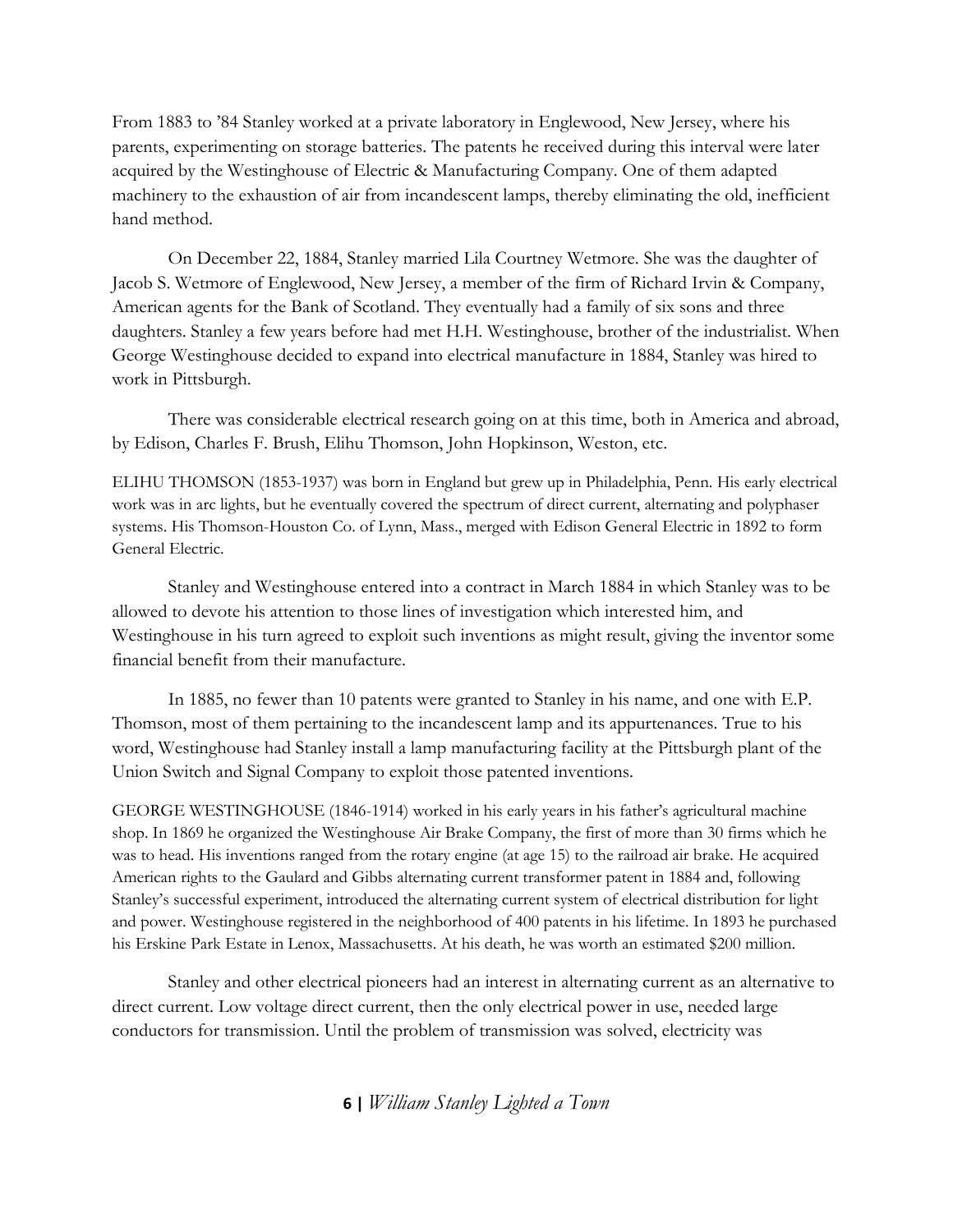From 1883 to '84 Stanley worked at a private laboratory in Englewood, New Jersey, where his parents, experimenting on storage batteries. The patents he received during this interval were later acquired by the Westinghouse of Electric & Manufacturing Company. One of them adapted machinery to the exhaustion of air from incandescent lamps, thereby eliminating the old, inefficient hand method.

On December 22, 1884, Stanley married Lila Courtney Wetmore. She was the daughter of Jacob S. Wetmore of Englewood, New Jersey, a member of the firm of Richard Irvin & Company, American agents for the Bank of Scotland. They eventually had a family of six sons and three daughters. Stanley a few years before had met H.H. Westinghouse, brother of the industrialist. When George Westinghouse decided to expand into electrical manufacture in 1884, Stanley was hired to work in Pittsburgh.

There was considerable electrical research going on at this time, both in America and abroad, by Edison, Charles F. Brush, Elihu Thomson, John Hopkinson, Weston, etc.

ELIHU THOMSON (1853-1937) was born in England but grew up in Philadelphia, Penn. His early electrical work was in arc lights, but he eventually covered the spectrum of direct current, alternating and polyphaser systems. His Thomson-Houston Co. of Lynn, Mass., merged with Edison General Electric in 1892 to form General Electric.

Stanley and Westinghouse entered into a contract in March 1884 in which Stanley was to be allowed to devote his attention to those lines of investigation which interested him, and Westinghouse in his turn agreed to exploit such inventions as might result, giving the inventor some financial benefit from their manufacture.

In 1885, no fewer than 10 patents were granted to Stanley in his name, and one with E.P. Thomson, most of them pertaining to the incandescent lamp and its appurtenances. True to his word, Westinghouse had Stanley install a lamp manufacturing facility at the Pittsburgh plant of the Union Switch and Signal Company to exploit those patented inventions.

GEORGE WESTINGHOUSE (1846-1914) worked in his early years in his father's agricultural machine shop. In 1869 he organized the Westinghouse Air Brake Company, the first of more than 30 firms which he was to head. His inventions ranged from the rotary engine (at age 15) to the railroad air brake. He acquired American rights to the Gaulard and Gibbs alternating current transformer patent in 1884 and, following Stanley's successful experiment, introduced the alternating current system of electrical distribution for light and power. Westinghouse registered in the neighborhood of 400 patents in his lifetime. In 1893 he purchased his Erskine Park Estate in Lenox, Massachusetts. At his death, he was worth an estimated $200 million.

Stanley and other electrical pioneers had an interest in alternating current as an alternative to direct current. Low voltage direct current, then the only electrical power in use, needed large conductors for transmission. Until the problem of transmission was solved, electricity was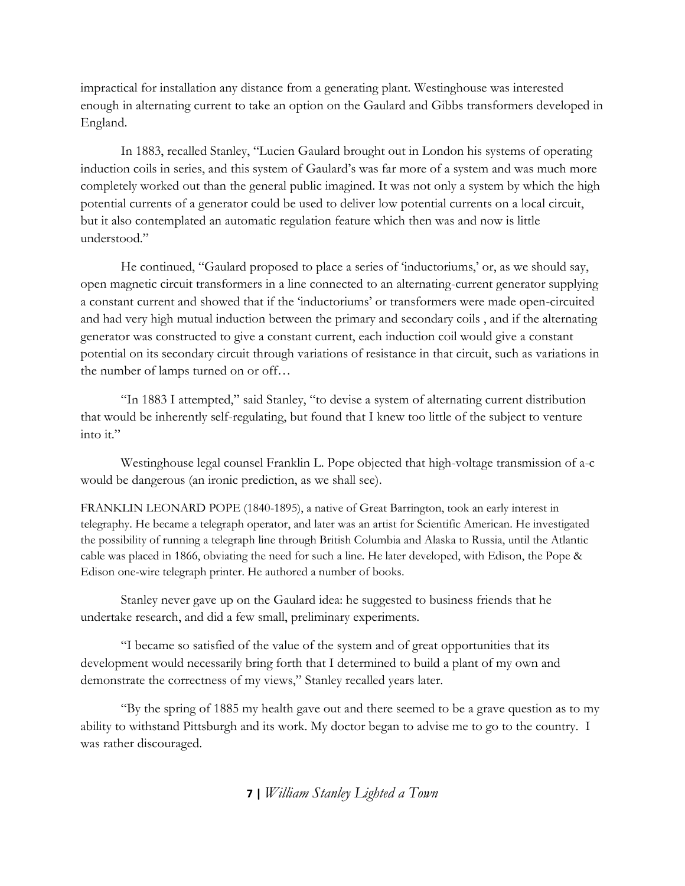impractical for installation any distance from a generating plant. Westinghouse was interested enough in alternating current to take an option on the Gaulard and Gibbs transformers developed in England.

In 1883, recalled Stanley, "Lucien Gaulard brought out in London his systems of operating induction coils in series, and this system of Gaulard's was far more of a system and was much more completely worked out than the general public imagined. It was not only a system by which the high potential currents of a generator could be used to deliver low potential currents on a local circuit, but it also contemplated an automatic regulation feature which then was and now is little understood."

He continued, "Gaulard proposed to place a series of 'inductoriums,' or, as we should say, open magnetic circuit transformers in a line connected to an alternating-current generator supplying a constant current and showed that if the 'inductoriums' or transformers were made open-circuited and had very high mutual induction between the primary and secondary coils , and if the alternating generator was constructed to give a constant current, each induction coil would give a constant potential on its secondary circuit through variations of resistance in that circuit, such as variations in the number of lamps turned on or off…

"In 1883 I attempted," said Stanley, "to devise a system of alternating current distribution that would be inherently self-regulating, but found that I knew too little of the subject to venture into it."

Westinghouse legal counsel Franklin L. Pope objected that high-voltage transmission of a-c would be dangerous (an ironic prediction, as we shall see).

FRANKLIN LEONARD POPE (1840-1895), a native of Great Barrington, took an early interest in telegraphy. He became a telegraph operator, and later was an artist for Scientific American. He investigated the possibility of running a telegraph line through British Columbia and Alaska to Russia, until the Atlantic cable was placed in 1866, obviating the need for such a line. He later developed, with Edison, the Pope & Edison one-wire telegraph printer. He authored a number of books.

Stanley never gave up on the Gaulard idea: he suggested to business friends that he undertake research, and did a few small, preliminary experiments.

"I became so satisfied of the value of the system and of great opportunities that its development would necessarily bring forth that I determined to build a plant of my own and demonstrate the correctness of my views," Stanley recalled years later.

"By the spring of 1885 my health gave out and there seemed to be a grave question as to my ability to withstand Pittsburgh and its work. My doctor began to advise me to go to the country. I was rather discouraged.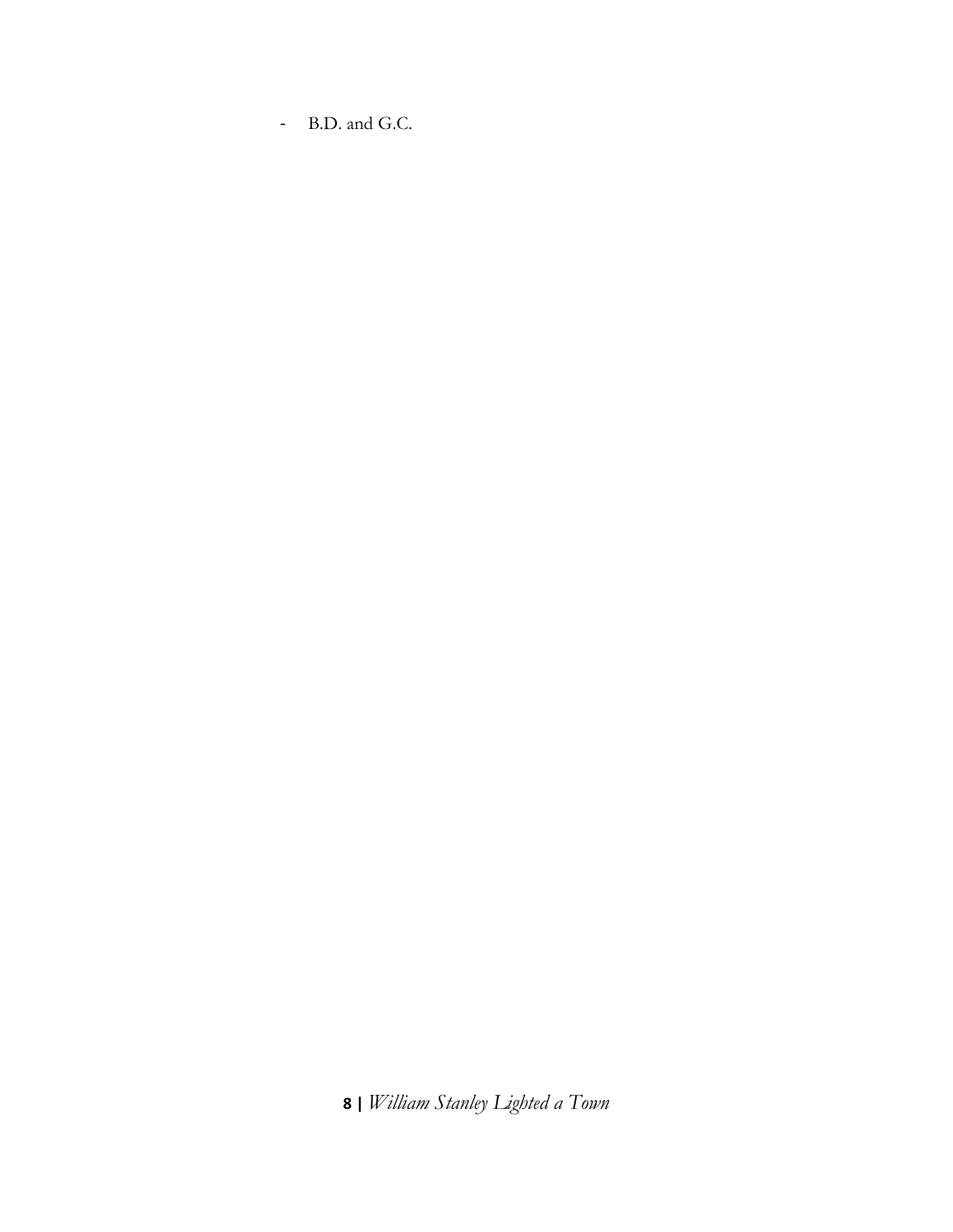- B.D. and G.C.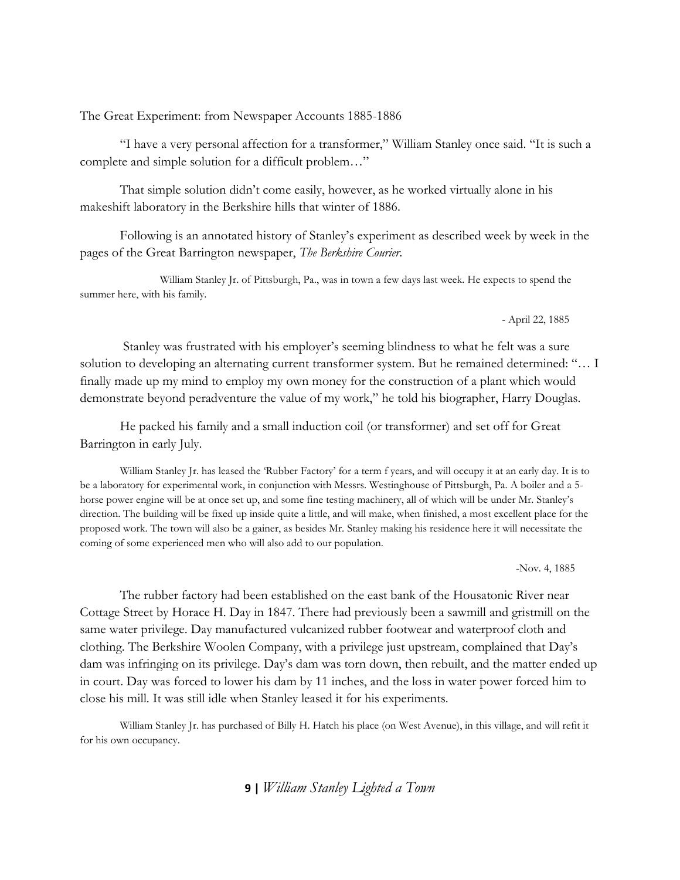The Great Experiment: from Newspaper Accounts 1885-1886

"I have a very personal affection for a transformer," William Stanley once said. "It is such a complete and simple solution for a difficult problem…"

That simple solution didn't come easily, however, as he worked virtually alone in his makeshift laboratory in the Berkshire hills that winter of 1886.

Following is an annotated history of Stanley's experiment as described week by week in the pages of the Great Barrington newspaper, *The Berkshire Courier.*

> William Stanley Jr. of Pittsburgh, Pa., was in town a few days last week. He expects to spend the summer here, with his family.
>
> - April 22, 1885

Stanley was frustrated with his employer's seeming blindness to what he felt was a sure solution to developing an alternating current transformer system. But he remained determined: "… I finally made up my mind to employ my own money for the construction of a plant which would demonstrate beyond peradventure the value of my work," he told his biographer, Harry Douglas.

He packed his family and a small induction coil (or transformer) and set off for Great Barrington in early July.

> William Stanley Jr. has leased the 'Rubber Factory' for a term f years, and will occupy it at an early day. It is to be a laboratory for experimental work, in conjunction with Messrs. Westinghouse of Pittsburgh, Pa. A boiler and a 5-horse power engine will be at once set up, and some fine testing machinery, all of which will be under Mr. Stanley's direction. The building will be fixed up inside quite a little, and will make, when finished, a most excellent place for the proposed work. The town will also be a gainer, as besides Mr. Stanley making his residence here it will necessitate the coming of some experienced men who will also add to our population.
>
> -Nov. 4, 1885

The rubber factory had been established on the east bank of the Housatonic River near Cottage Street by Horace H. Day in 1847. There had previously been a sawmill and gristmill on the same water privilege. Day manufactured vulcanized rubber footwear and waterproof cloth and clothing. The Berkshire Woolen Company, with a privilege just upstream, complained that Day's dam was infringing on its privilege. Day's dam was torn down, then rebuilt, and the matter ended up in court. Day was forced to lower his dam by 11 inches, and the loss in water power forced him to close his mill. It was still idle when Stanley leased it for his experiments.

> William Stanley Jr. has purchased of Billy H. Hatch his place (on West Avenue), in this village, and will refit it for his own occupancy.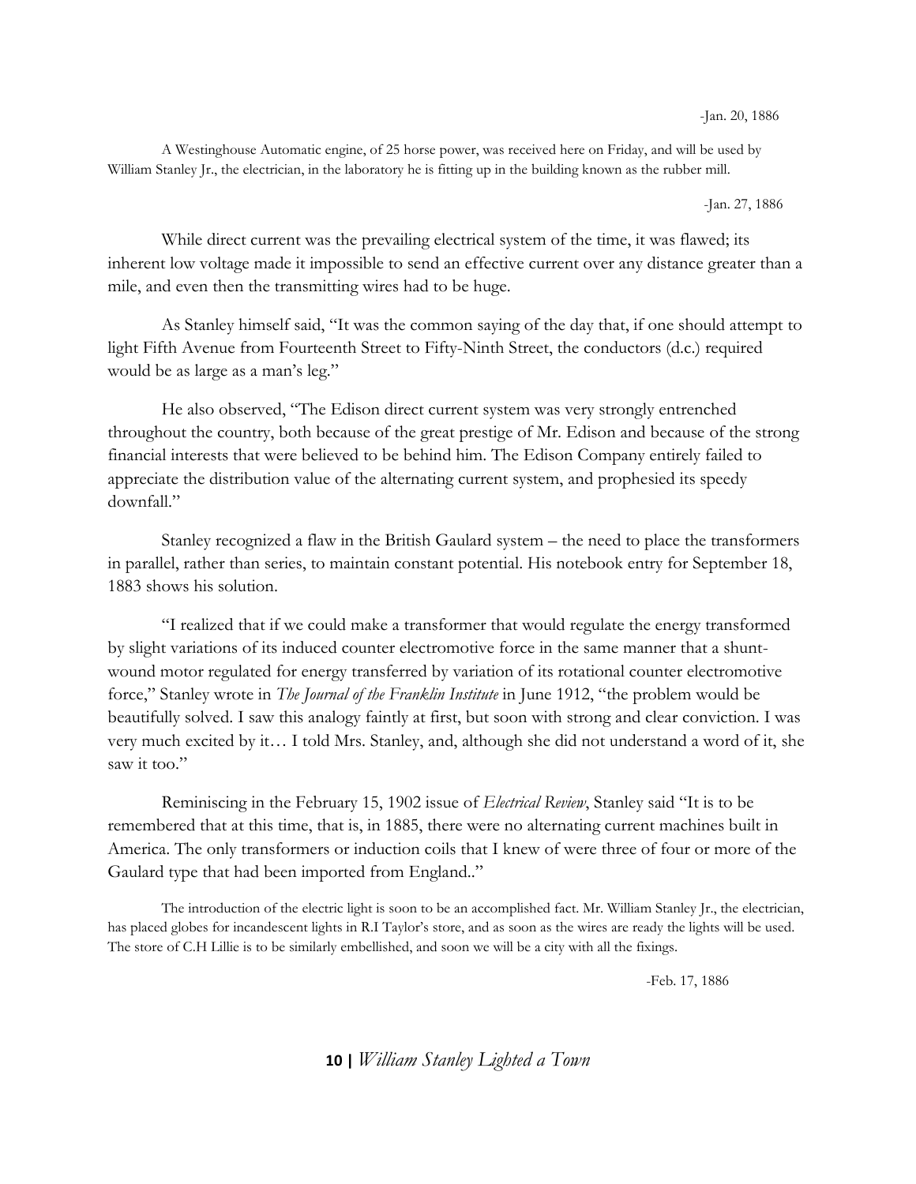-Jan. 20, 1886

A Westinghouse Automatic engine, of 25 horse power, was received here on Friday, and will be used by William Stanley Jr., the electrician, in the laboratory he is fitting up in the building known as the rubber mill.

-Jan. 27, 1886

While direct current was the prevailing electrical system of the time, it was flawed; its inherent low voltage made it impossible to send an effective current over any distance greater than a mile, and even then the transmitting wires had to be huge.

As Stanley himself said, "It was the common saying of the day that, if one should attempt to light Fifth Avenue from Fourteenth Street to Fifty-Ninth Street, the conductors (d.c.) required would be as large as a man's leg."

He also observed, "The Edison direct current system was very strongly entrenched throughout the country, both because of the great prestige of Mr. Edison and because of the strong financial interests that were believed to be behind him. The Edison Company entirely failed to appreciate the distribution value of the alternating current system, and prophesied its speedy downfall."

Stanley recognized a flaw in the British Gaulard system – the need to place the transformers in parallel, rather than series, to maintain constant potential. His notebook entry for September 18, 1883 shows his solution.

"I realized that if we could make a transformer that would regulate the energy transformed by slight variations of its induced counter electromotive force in the same manner that a shunt-wound motor regulated for energy transferred by variation of its rotational counter electromotive force," Stanley wrote in *The Journal of the Franklin Institute* in June 1912, "the problem would be beautifully solved. I saw this analogy faintly at first, but soon with strong and clear conviction. I was very much excited by it… I told Mrs. Stanley, and, although she did not understand a word of it, she saw it too."

Reminiscing in the February 15, 1902 issue of *Electrical Review*, Stanley said "It is to be remembered that at this time, that is, in 1885, there were no alternating current machines built in America. The only transformers or induction coils that I knew of were three of four or more of the Gaulard type that had been imported from England.."

The introduction of the electric light is soon to be an accomplished fact. Mr. William Stanley Jr., the electrician, has placed globes for incandescent lights in R.I Taylor's store, and as soon as the wires are ready the lights will be used. The store of C.H Lillie is to be similarly embellished, and soon we will be a city with all the fixings.

-Feb. 17, 1886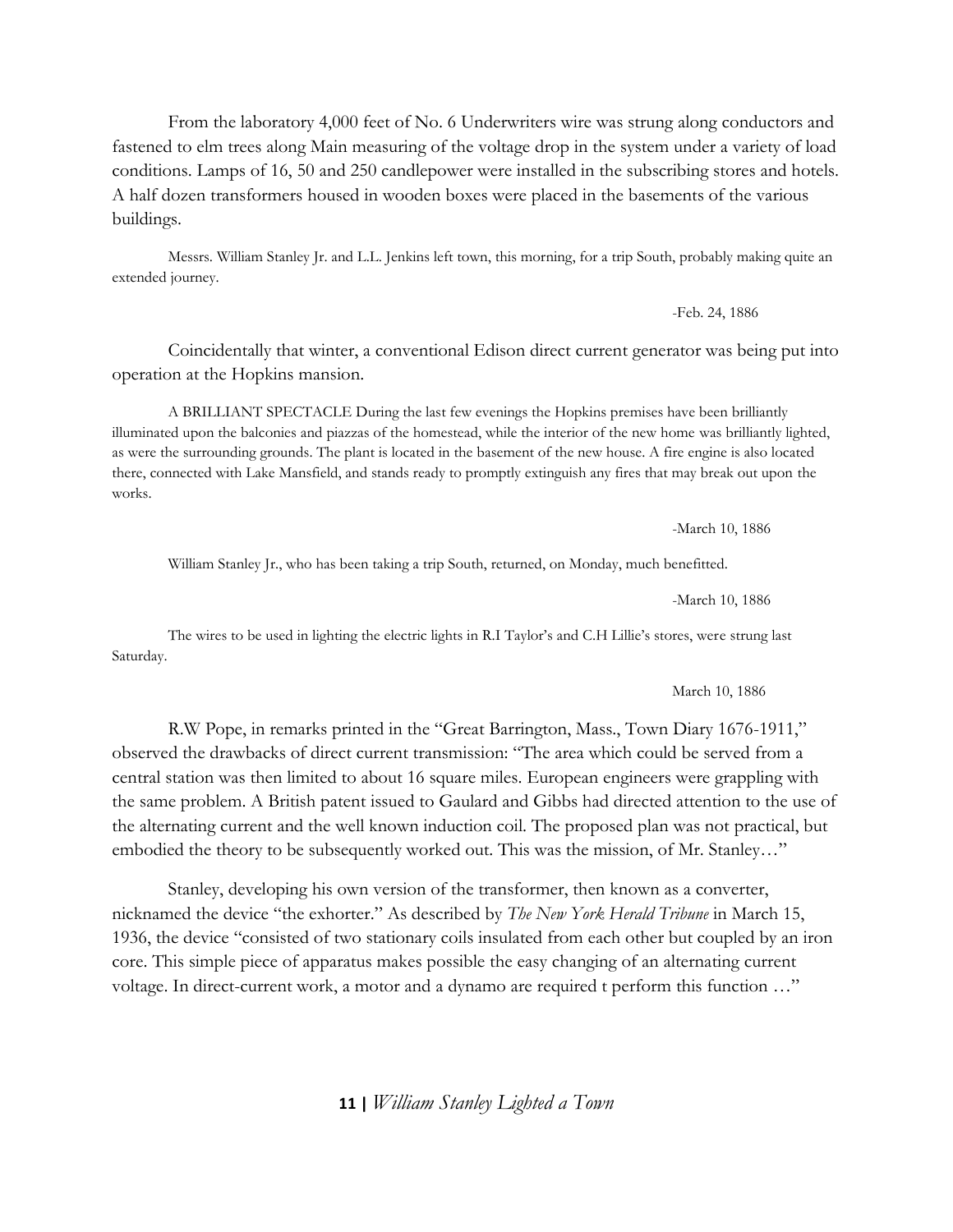From the laboratory 4,000 feet of No. 6 Underwriters wire was strung along conductors and fastened to elm trees along Main measuring of the voltage drop in the system under a variety of load conditions. Lamps of 16, 50 and 250 candlepower were installed in the subscribing stores and hotels. A half dozen transformers housed in wooden boxes were placed in the basements of the various buildings.

> Messrs. William Stanley Jr. and L.L. Jenkins left town, this morning, for a trip South, probably making quite an extended journey.
>
> -Feb. 24, 1886

Coincidentally that winter, a conventional Edison direct current generator was being put into operation at the Hopkins mansion.

> A BRILLIANT SPECTACLE During the last few evenings the Hopkins premises have been brilliantly illuminated upon the balconies and piazzas of the homestead, while the interior of the new home was brilliantly lighted, as were the surrounding grounds. The plant is located in the basement of the new house. A fire engine is also located there, connected with Lake Mansfield, and stands ready to promptly extinguish any fires that may break out upon the works.
>
> -March 10, 1886

> William Stanley Jr., who has been taking a trip South, returned, on Monday, much benefitted.
>
> -March 10, 1886

> The wires to be used in lighting the electric lights in R.I Taylor's and C.H Lillie's stores, were strung last Saturday.
>
> March 10, 1886

R.W Pope, in remarks printed in the "Great Barrington, Mass., Town Diary 1676-1911," observed the drawbacks of direct current transmission: "The area which could be served from a central station was then limited to about 16 square miles. European engineers were grappling with the same problem. A British patent issued to Gaulard and Gibbs had directed attention to the use of the alternating current and the well known induction coil. The proposed plan was not practical, but embodied the theory to be subsequently worked out. This was the mission, of Mr. Stanley…"

Stanley, developing his own version of the transformer, then known as a converter, nicknamed the device "the exhorter." As described by *The New York Herald Tribune* in March 15, 1936, the device "consisted of two stationary coils insulated from each other but coupled by an iron core. This simple piece of apparatus makes possible the easy changing of an alternating current voltage. In direct-current work, a motor and a dynamo are required t perform this function …"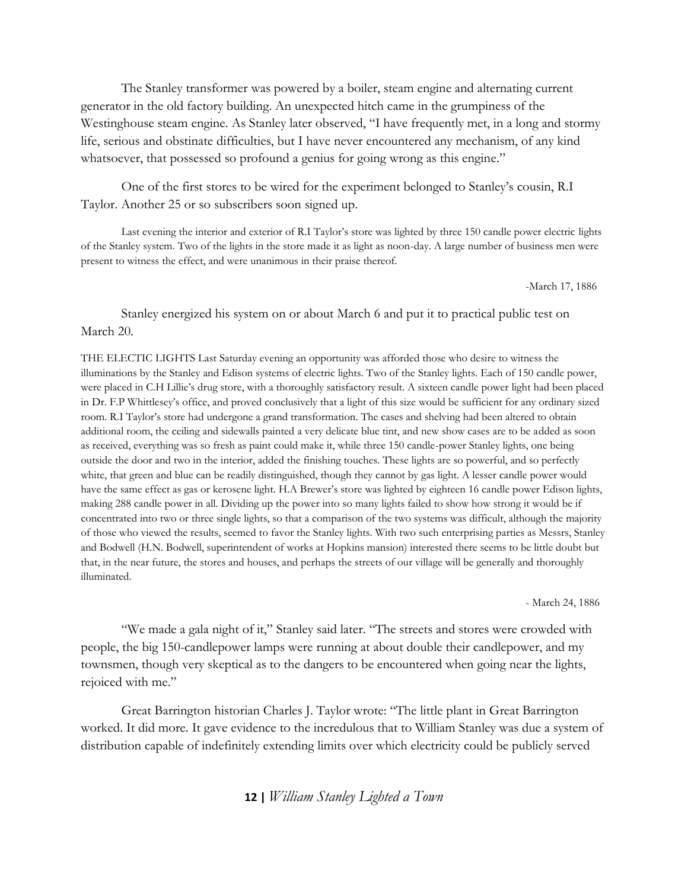The Stanley transformer was powered by a boiler, steam engine and alternating current generator in the old factory building. An unexpected hitch came in the grumpiness of the Westinghouse steam engine. As Stanley later observed, "I have frequently met, in a long and stormy life, serious and obstinate difficulties, but I have never encountered any mechanism, of any kind whatsoever, that possessed so profound a genius for going wrong as this engine."

One of the first stores to be wired for the experiment belonged to Stanley's cousin, R.I Taylor. Another 25 or so subscribers soon signed up.

> Last evening the interior and exterior of R.I Taylor's store was lighted by three 150 candle power electric lights of the Stanley system. Two of the lights in the store made it as light as noon-day. A large number of business men were present to witness the effect, and were unanimous in their praise thereof.
>
> -March 17, 1886

Stanley energized his system on or about March 6 and put it to practical public test on March 20.

> THE ELECTIC LIGHTS Last Saturday evening an opportunity was afforded those who desire to witness the illuminations by the Stanley and Edison systems of electric lights. Two of the Stanley lights. Each of 150 candle power, were placed in C.H Lillie's drug store, with a thoroughly satisfactory result. A sixteen candle power light had been placed in Dr. F.P Whittlesey's office, and proved conclusively that a light of this size would be sufficient for any ordinary sized room. R.I Taylor's store had undergone a grand transformation. The cases and shelving had been altered to obtain additional room, the ceiling and sidewalls painted a very delicate blue tint, and new show cases are to be added as soon as received, everything was so fresh as paint could make it, while three 150 candle-power Stanley lights, one being outside the door and two in the interior, added the finishing touches. These lights are so powerful, and so perfectly white, that green and blue can be readily distinguished, though they cannot by gas light. A lesser candle power would have the same effect as gas or kerosene light. H.A Brewer's store was lighted by eighteen 16 candle power Edison lights, making 288 candle power in all. Dividing up the power into so many lights failed to show how strong it would be if concentrated into two or three single lights, so that a comparison of the two systems was difficult, although the majority of those who viewed the results, seemed to favor the Stanley lights. With two such enterprising parties as Messrs, Stanley and Bodwell (H.N. Bodwell, superintendent of works at Hopkins mansion) interested there seems to be little doubt but that, in the near future, the stores and houses, and perhaps the streets of our village will be generally and thoroughly illuminated.
>
> - March 24, 1886

"We made a gala night of it," Stanley said later. "The streets and stores were crowded with people, the big 150-candlepower lamps were running at about double their candlepower, and my townsmen, though very skeptical as to the dangers to be encountered when going near the lights, rejoiced with me."

Great Barrington historian Charles J. Taylor wrote: "The little plant in Great Barrington worked. It did more. It gave evidence to the incredulous that to William Stanley was due a system of distribution capable of indefinitely extending limits over which electricity could be publicly served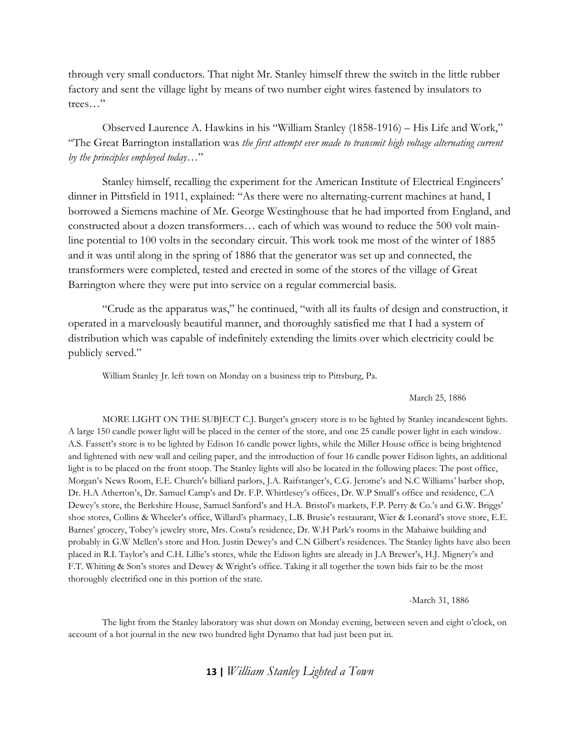through very small conductors. That night Mr. Stanley himself threw the switch in the little rubber factory and sent the village light by means of two number eight wires fastened by insulators to trees…"

Observed Laurence A. Hawkins in his "William Stanley (1858-1916) – His Life and Work," "The Great Barrington installation was *the first attempt ever made to transmit high voltage alternating current by the principles employed today*…"

Stanley himself, recalling the experiment for the American Institute of Electrical Engineers' dinner in Pittsfield in 1911, explained: "As there were no alternating-current machines at hand, I borrowed a Siemens machine of Mr. George Westinghouse that he had imported from England, and constructed about a dozen transformers… each of which was wound to reduce the 500 volt main-line potential to 100 volts in the secondary circuit. This work took me most of the winter of 1885 and it was until along in the spring of 1886 that the generator was set up and connected, the transformers were completed, tested and erected in some of the stores of the village of Great Barrington where they were put into service on a regular commercial basis.

"Crude as the apparatus was," he continued, "with all its faults of design and construction, it operated in a marvelously beautiful manner, and thoroughly satisfied me that I had a system of distribution which was capable of indefinitely extending the limits over which electricity could be publicly served."

William Stanley Jr. left town on Monday on a business trip to Pittsburg, Pa.

March 25, 1886

MORE LIGHT ON THE SUBJECT C.J. Burget's grocery store is to be lighted by Stanley incandescent lights. A large 150 candle power light will be placed in the center of the store, and one 25 candle power light in each window. A.S. Fassett's store is to be lighted by Edison 16 candle power lights, while the Miller House office is being brightened and lightened with new wall and ceiling paper, and the introduction of four 16 candle power Edison lights, an additional light is to be placed on the front stoop. The Stanley lights will also be located in the following places: The post office, Morgan's News Room, E.E. Church's billiard parlors, J.A. Raifstanger's, C.G. Jerome's and N.C Williams' barber shop, Dr. H.A Atherton's, Dr. Samuel Camp's and Dr. F.P. Whittlesey's offices, Dr. W.P Small's office and residence, C.A Dewey's store, the Berkshire House, Samuel Sanford's and H.A. Bristol's markets, F.P. Perry & Co.'s and G.W. Briggs' shoe stores, Collins & Wheeler's office, Willard's pharmacy, L.B. Brusie's restaurant, Wier & Leonard's stove store, E.E. Barnes' grocery, Tobey's jewelry store, Mrs. Costa's residence, Dr. W.H Park's rooms in the Mahaiwe building and probably in G.W Mellen's store and Hon. Justin Dewey's and C.N Gilbert's residences. The Stanley lights have also been placed in R.I. Taylor's and C.H. Lillie's stores, while the Edison lights are already in J.A Brewer's, H.J. Mignery's and F.T. Whiting & Son's stores and Dewey & Wright's office. Taking it all together the town bids fair to be the most thoroughly electrified one in this portion of the state.

-March 31, 1886

The light from the Stanley laboratory was shut down on Monday evening, between seven and eight o'clock, on account of a hot journal in the new two hundred light Dynamo that had just been put in.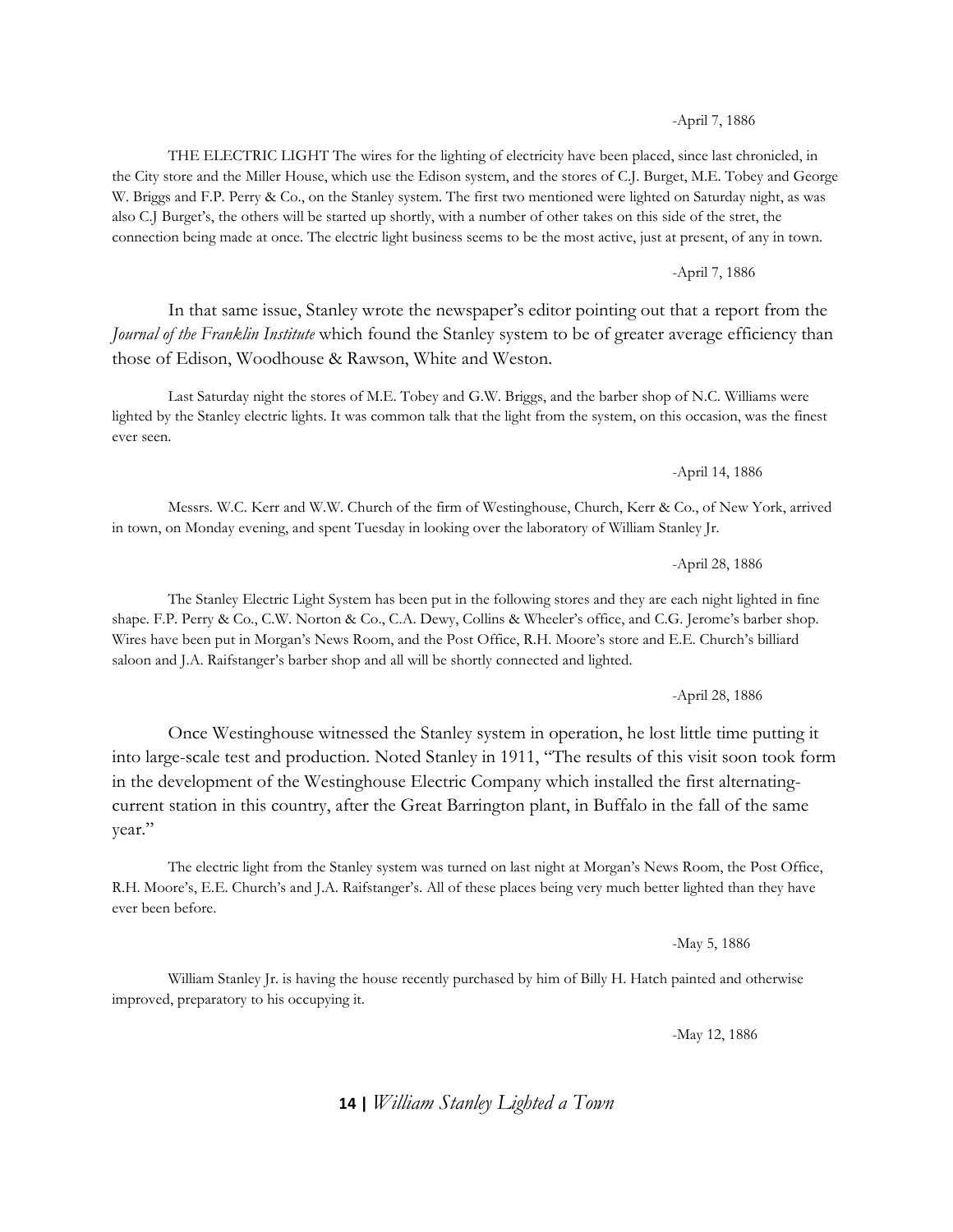-April 7, 1886

THE ELECTRIC LIGHT The wires for the lighting of electricity have been placed, since last chronicled, in the City store and the Miller House, which use the Edison system, and the stores of C.J. Burget, M.E. Tobey and George W. Briggs and F.P. Perry & Co., on the Stanley system. The first two mentioned were lighted on Saturday night, as was also C.J Burget's, the others will be started up shortly, with a number of other takes on this side of the stret, the connection being made at once. The electric light business seems to be the most active, just at present, of any in town.

-April 7, 1886

In that same issue, Stanley wrote the newspaper's editor pointing out that a report from the *Journal of the Franklin Institute* which found the Stanley system to be of greater average efficiency than those of Edison, Woodhouse & Rawson, White and Weston.

Last Saturday night the stores of M.E. Tobey and G.W. Briggs, and the barber shop of N.C. Williams were lighted by the Stanley electric lights. It was common talk that the light from the system, on this occasion, was the finest ever seen.

-April 14, 1886

Messrs. W.C. Kerr and W.W. Church of the firm of Westinghouse, Church, Kerr & Co., of New York, arrived in town, on Monday evening, and spent Tuesday in looking over the laboratory of William Stanley Jr.

-April 28, 1886

The Stanley Electric Light System has been put in the following stores and they are each night lighted in fine shape. F.P. Perry & Co., C.W. Norton & Co., C.A. Dewy, Collins & Wheeler's office, and C.G. Jerome's barber shop. Wires have been put in Morgan's News Room, and the Post Office, R.H. Moore's store and E.E. Church's billiard saloon and J.A. Raifstanger's barber shop and all will be shortly connected and lighted.

-April 28, 1886

Once Westinghouse witnessed the Stanley system in operation, he lost little time putting it into large-scale test and production. Noted Stanley in 1911, "The results of this visit soon took form in the development of the Westinghouse Electric Company which installed the first alternating-current station in this country, after the Great Barrington plant, in Buffalo in the fall of the same year."

The electric light from the Stanley system was turned on last night at Morgan's News Room, the Post Office, R.H. Moore's, E.E. Church's and J.A. Raifstanger's. All of these places being very much better lighted than they have ever been before.

-May 5, 1886

William Stanley Jr. is having the house recently purchased by him of Billy H. Hatch painted and otherwise improved, preparatory to his occupying it.

-May 12, 1886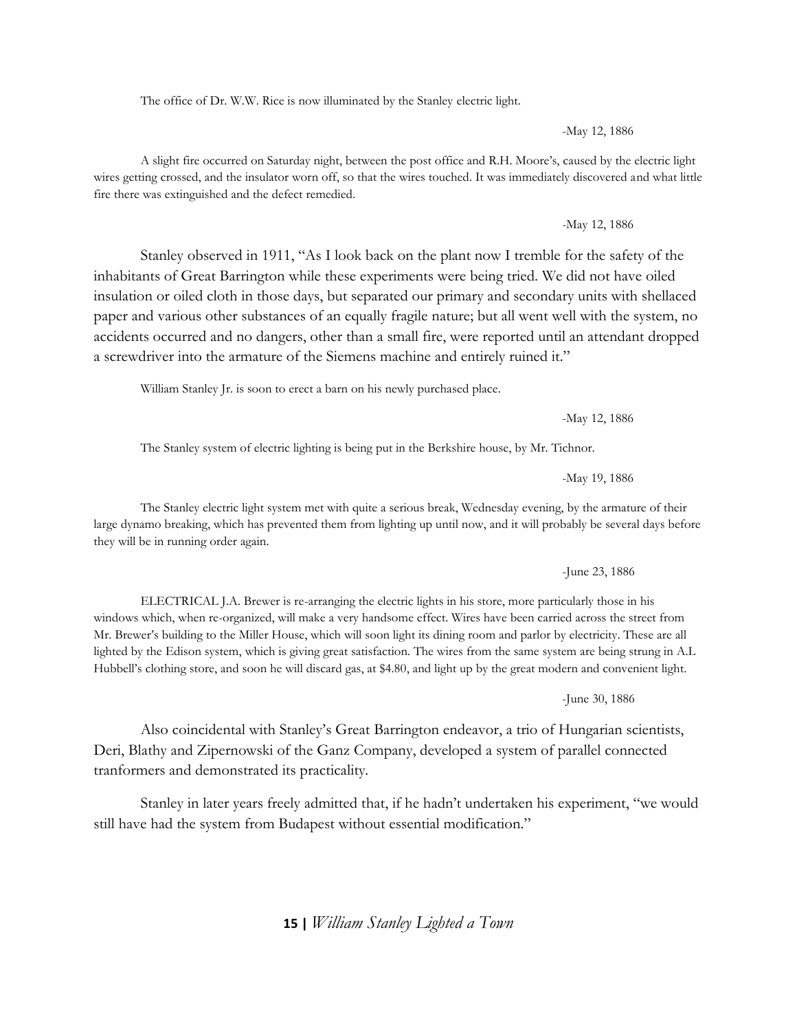The office of Dr. W.W. Rice is now illuminated by the Stanley electric light.

-May 12, 1886

A slight fire occurred on Saturday night, between the post office and R.H. Moore's, caused by the electric light wires getting crossed, and the insulator worn off, so that the wires touched. It was immediately discovered and what little fire there was extinguished and the defect remedied.

-May 12, 1886

Stanley observed in 1911, "As I look back on the plant now I tremble for the safety of the inhabitants of Great Barrington while these experiments were being tried. We did not have oiled insulation or oiled cloth in those days, but separated our primary and secondary units with shellaced paper and various other substances of an equally fragile nature; but all went well with the system, no accidents occurred and no dangers, other than a small fire, were reported until an attendant dropped a screwdriver into the armature of the Siemens machine and entirely ruined it."

William Stanley Jr. is soon to erect a barn on his newly purchased place.

-May 12, 1886

The Stanley system of electric lighting is being put in the Berkshire house, by Mr. Tichnor.

-May 19, 1886

The Stanley electric light system met with quite a serious break, Wednesday evening, by the armature of their large dynamo breaking, which has prevented them from lighting up until now, and it will probably be several days before they will be in running order again.

-June 23, 1886

ELECTRICAL J.A. Brewer is re-arranging the electric lights in his store, more particularly those in his windows which, when re-organized, will make a very handsome effect. Wires have been carried across the street from Mr. Brewer's building to the Miller House, which will soon light its dining room and parlor by electricity. These are all lighted by the Edison system, which is giving great satisfaction. The wires from the same system are being strung in A.L Hubbell's clothing store, and soon he will discard gas, at $4.80, and light up by the great modern and convenient light.

-June 30, 1886

Also coincidental with Stanley's Great Barrington endeavor, a trio of Hungarian scientists, Deri, Blathy and Zipernowski of the Ganz Company, developed a system of parallel connected tranformers and demonstrated its practicality.

Stanley in later years freely admitted that, if he hadn't undertaken his experiment, "we would still have had the system from Budapest without essential modification."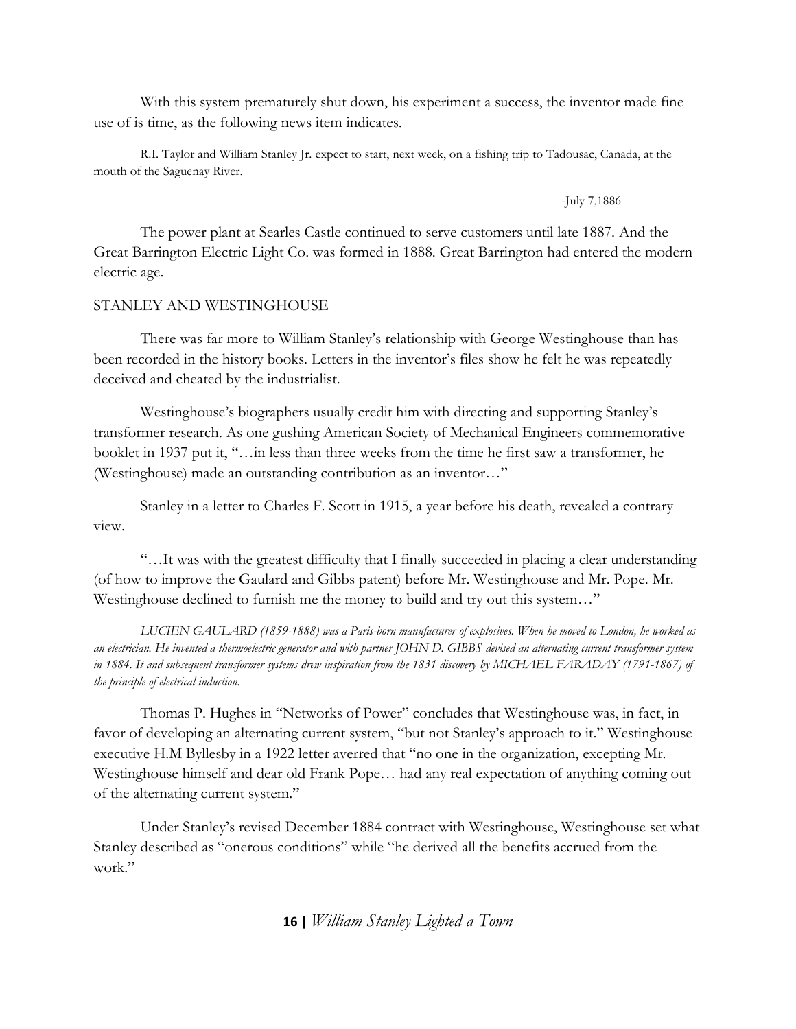With this system prematurely shut down, his experiment a success, the inventor made fine use of is time, as the following news item indicates.

R.I. Taylor and William Stanley Jr. expect to start, next week, on a fishing trip to Tadousac, Canada, at the mouth of the Saguenay River.

-July 7,1886

The power plant at Searles Castle continued to serve customers until late 1887. And the Great Barrington Electric Light Co. was formed in 1888. Great Barrington had entered the modern electric age.

## STANLEY AND WESTINGHOUSE

There was far more to William Stanley's relationship with George Westinghouse than has been recorded in the history books. Letters in the inventor's files show he felt he was repeatedly deceived and cheated by the industrialist.

Westinghouse's biographers usually credit him with directing and supporting Stanley's transformer research. As one gushing American Society of Mechanical Engineers commemorative booklet in 1937 put it, "…in less than three weeks from the time he first saw a transformer, he (Westinghouse) made an outstanding contribution as an inventor…"

Stanley in a letter to Charles F. Scott in 1915, a year before his death, revealed a contrary view.

"…It was with the greatest difficulty that I finally succeeded in placing a clear understanding (of how to improve the Gaulard and Gibbs patent) before Mr. Westinghouse and Mr. Pope. Mr. Westinghouse declined to furnish me the money to build and try out this system…"

*LUCIEN GAULARD (1859-1888) was a Paris-born manufacturer of explosives. When he moved to London, he worked as an electrician. He invented a thermoelectric generator and with partner JOHN D. GIBBS devised an alternating current transformer system in 1884. It and subsequent transformer systems drew inspiration from the 1831 discovery by MICHAEL FARADAY (1791-1867) of the principle of electrical induction.*

Thomas P. Hughes in "Networks of Power" concludes that Westinghouse was, in fact, in favor of developing an alternating current system, "but not Stanley's approach to it." Westinghouse executive H.M Byllesby in a 1922 letter averred that "no one in the organization, excepting Mr. Westinghouse himself and dear old Frank Pope… had any real expectation of anything coming out of the alternating current system."

Under Stanley's revised December 1884 contract with Westinghouse, Westinghouse set what Stanley described as "onerous conditions" while "he derived all the benefits accrued from the work."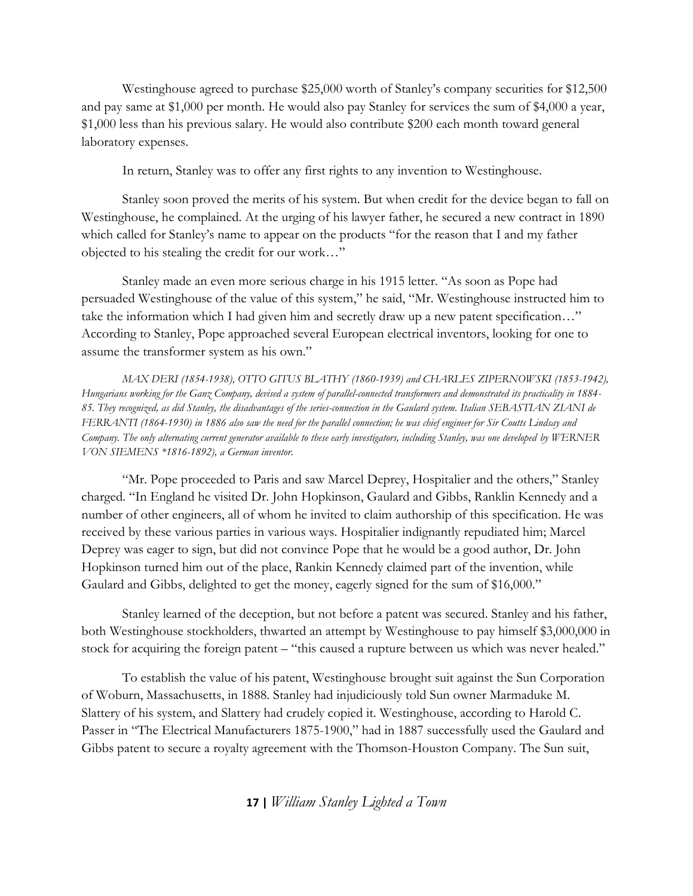Westinghouse agreed to purchase $25,000 worth of Stanley's company securities for $12,500 and pay same at $1,000 per month. He would also pay Stanley for services the sum of $4,000 a year, $1,000 less than his previous salary. He would also contribute $200 each month toward general laboratory expenses.

In return, Stanley was to offer any first rights to any invention to Westinghouse.

Stanley soon proved the merits of his system. But when credit for the device began to fall on Westinghouse, he complained. At the urging of his lawyer father, he secured a new contract in 1890 which called for Stanley's name to appear on the products "for the reason that I and my father objected to his stealing the credit for our work…"

Stanley made an even more serious charge in his 1915 letter. "As soon as Pope had persuaded Westinghouse of the value of this system," he said, "Mr. Westinghouse instructed him to take the information which I had given him and secretly draw up a new patent specification…" According to Stanley, Pope approached several European electrical inventors, looking for one to assume the transformer system as his own."

*MAX DERI (1854-1938), OTTO GITUS BLATHY (1860-1939) and CHARLES ZIPERNOWSKI (1853-1942), Hungarians working for the Ganz Company, devised a system of parallel-connected transformers and demonstrated its practicality in 1884-85. They recognized, as did Stanley, the disadvantages of the series-connection in the Gaulard system. Italian SEBASTIAN ZIANI de FERRANTI (1864-1930) in 1886 also saw the need for the parallel connection; he was chief engineer for Sir Coutts Lindsay and Company. The only alternating current generator available to these early investigators, including Stanley, was one developed by WERNER VON SIEMENS *1816-1892), a German inventor.*

"Mr. Pope proceeded to Paris and saw Marcel Deprey, Hospitalier and the others," Stanley charged. "In England he visited Dr. John Hopkinson, Gaulard and Gibbs, Ranklin Kennedy and a number of other engineers, all of whom he invited to claim authorship of this specification. He was received by these various parties in various ways. Hospitalier indignantly repudiated him; Marcel Deprey was eager to sign, but did not convince Pope that he would be a good author, Dr. John Hopkinson turned him out of the place, Rankin Kennedy claimed part of the invention, while Gaulard and Gibbs, delighted to get the money, eagerly signed for the sum of $16,000."

Stanley learned of the deception, but not before a patent was secured. Stanley and his father, both Westinghouse stockholders, thwarted an attempt by Westinghouse to pay himself $3,000,000 in stock for acquiring the foreign patent – "this caused a rupture between us which was never healed."

To establish the value of his patent, Westinghouse brought suit against the Sun Corporation of Woburn, Massachusetts, in 1888. Stanley had injudiciously told Sun owner Marmaduke M. Slattery of his system, and Slattery had crudely copied it. Westinghouse, according to Harold C. Passer in "The Electrical Manufacturers 1875-1900," had in 1887 successfully used the Gaulard and Gibbs patent to secure a royalty agreement with the Thomson-Houston Company. The Sun suit,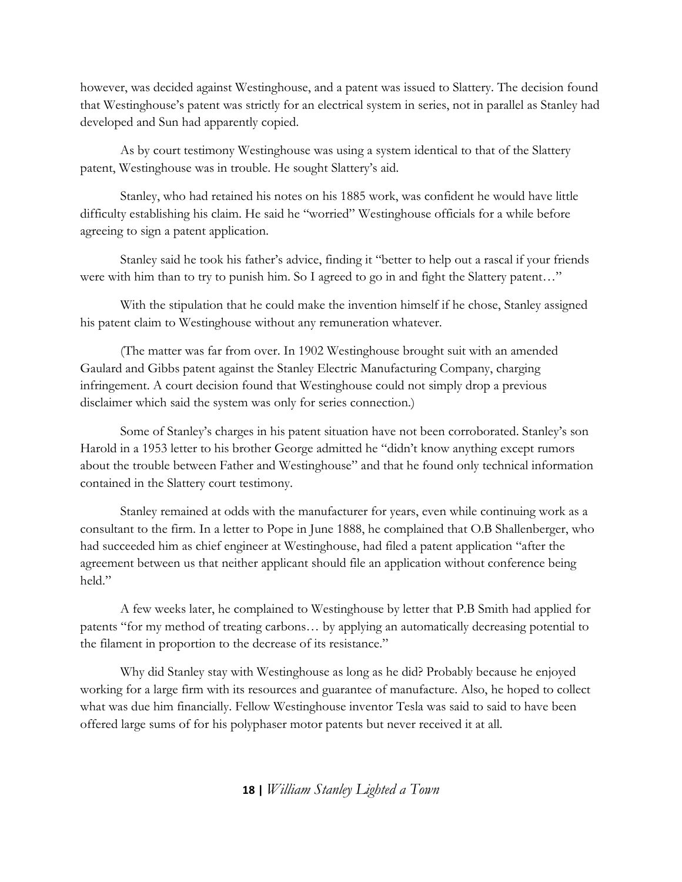however, was decided against Westinghouse, and a patent was issued to Slattery. The decision found that Westinghouse's patent was strictly for an electrical system in series, not in parallel as Stanley had developed and Sun had apparently copied.

As by court testimony Westinghouse was using a system identical to that of the Slattery patent, Westinghouse was in trouble. He sought Slattery's aid.

Stanley, who had retained his notes on his 1885 work, was confident he would have little difficulty establishing his claim. He said he "worried" Westinghouse officials for a while before agreeing to sign a patent application.

Stanley said he took his father's advice, finding it "better to help out a rascal if your friends were with him than to try to punish him. So I agreed to go in and fight the Slattery patent…"

With the stipulation that he could make the invention himself if he chose, Stanley assigned his patent claim to Westinghouse without any remuneration whatever.

(The matter was far from over. In 1902 Westinghouse brought suit with an amended Gaulard and Gibbs patent against the Stanley Electric Manufacturing Company, charging infringement. A court decision found that Westinghouse could not simply drop a previous disclaimer which said the system was only for series connection.)

Some of Stanley's charges in his patent situation have not been corroborated. Stanley's son Harold in a 1953 letter to his brother George admitted he "didn't know anything except rumors about the trouble between Father and Westinghouse" and that he found only technical information contained in the Slattery court testimony.

Stanley remained at odds with the manufacturer for years, even while continuing work as a consultant to the firm. In a letter to Pope in June 1888, he complained that O.B Shallenberger, who had succeeded him as chief engineer at Westinghouse, had filed a patent application "after the agreement between us that neither applicant should file an application without conference being held."

A few weeks later, he complained to Westinghouse by letter that P.B Smith had applied for patents "for my method of treating carbons… by applying an automatically decreasing potential to the filament in proportion to the decrease of its resistance."

Why did Stanley stay with Westinghouse as long as he did? Probably because he enjoyed working for a large firm with its resources and guarantee of manufacture. Also, he hoped to collect what was due him financially. Fellow Westinghouse inventor Tesla was said to said to have been offered large sums of for his polyphaser motor patents but never received it at all.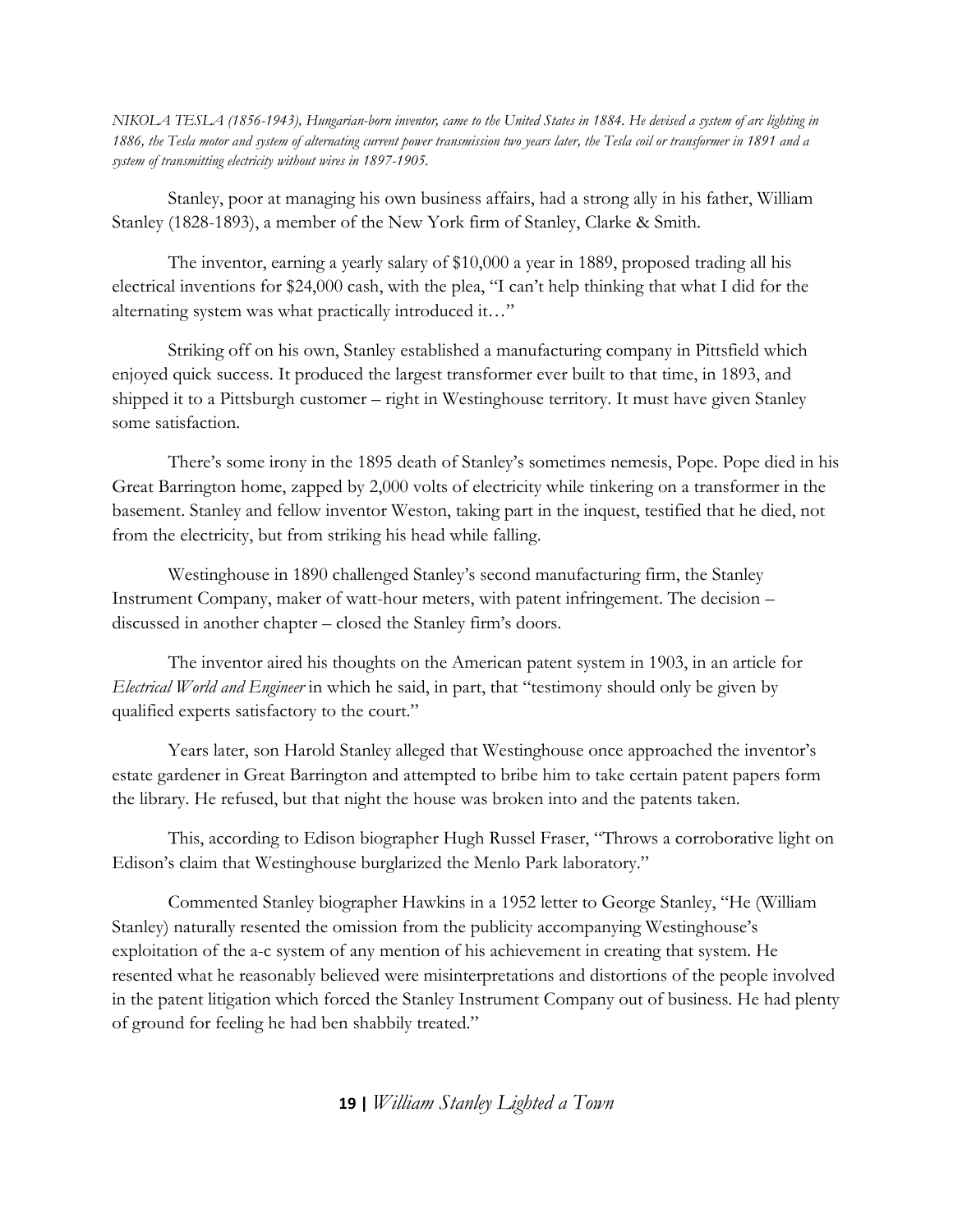*NIKOLA TESLA (1856-1943), Hungarian-born inventor, came to the United States in 1884. He devised a system of arc lighting in 1886, the Tesla motor and system of alternating current power transmission two years later, the Tesla coil or transformer in 1891 and a system of transmitting electricity without wires in 1897-1905.*

Stanley, poor at managing his own business affairs, had a strong ally in his father, William Stanley (1828-1893), a member of the New York firm of Stanley, Clarke & Smith.

The inventor, earning a yearly salary of $10,000 a year in 1889, proposed trading all his electrical inventions for $24,000 cash, with the plea, "I can't help thinking that what I did for the alternating system was what practically introduced it…"

Striking off on his own, Stanley established a manufacturing company in Pittsfield which enjoyed quick success. It produced the largest transformer ever built to that time, in 1893, and shipped it to a Pittsburgh customer – right in Westinghouse territory. It must have given Stanley some satisfaction.

There's some irony in the 1895 death of Stanley's sometimes nemesis, Pope. Pope died in his Great Barrington home, zapped by 2,000 volts of electricity while tinkering on a transformer in the basement. Stanley and fellow inventor Weston, taking part in the inquest, testified that he died, not from the electricity, but from striking his head while falling.

Westinghouse in 1890 challenged Stanley's second manufacturing firm, the Stanley Instrument Company, maker of watt-hour meters, with patent infringement. The decision – discussed in another chapter – closed the Stanley firm's doors.

The inventor aired his thoughts on the American patent system in 1903, in an article for *Electrical World and Engineer* in which he said, in part, that "testimony should only be given by qualified experts satisfactory to the court."

Years later, son Harold Stanley alleged that Westinghouse once approached the inventor's estate gardener in Great Barrington and attempted to bribe him to take certain patent papers form the library. He refused, but that night the house was broken into and the patents taken.

This, according to Edison biographer Hugh Russel Fraser, "Throws a corroborative light on Edison's claim that Westinghouse burglarized the Menlo Park laboratory."

Commented Stanley biographer Hawkins in a 1952 letter to George Stanley, "He (William Stanley) naturally resented the omission from the publicity accompanying Westinghouse's exploitation of the a-c system of any mention of his achievement in creating that system. He resented what he reasonably believed were misinterpretations and distortions of the people involved in the patent litigation which forced the Stanley Instrument Company out of business. He had plenty of ground for feeling he had ben shabbily treated."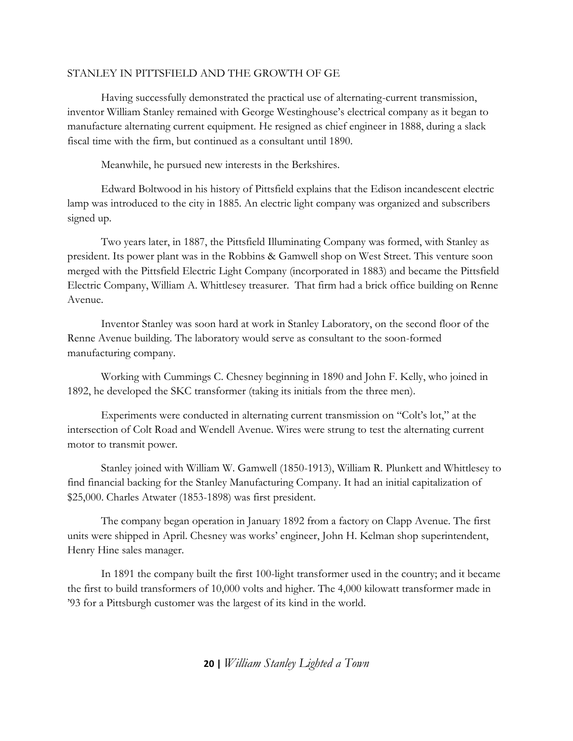## STANLEY IN PITTSFIELD AND THE GROWTH OF GE

Having successfully demonstrated the practical use of alternating-current transmission, inventor William Stanley remained with George Westinghouse's electrical company as it began to manufacture alternating current equipment. He resigned as chief engineer in 1888, during a slack fiscal time with the firm, but continued as a consultant until 1890.

Meanwhile, he pursued new interests in the Berkshires.

Edward Boltwood in his history of Pittsfield explains that the Edison incandescent electric lamp was introduced to the city in 1885. An electric light company was organized and subscribers signed up.

Two years later, in 1887, the Pittsfield Illuminating Company was formed, with Stanley as president. Its power plant was in the Robbins & Gamwell shop on West Street. This venture soon merged with the Pittsfield Electric Light Company (incorporated in 1883) and became the Pittsfield Electric Company, William A. Whittlesey treasurer. That firm had a brick office building on Renne Avenue.

Inventor Stanley was soon hard at work in Stanley Laboratory, on the second floor of the Renne Avenue building. The laboratory would serve as consultant to the soon-formed manufacturing company.

Working with Cummings C. Chesney beginning in 1890 and John F. Kelly, who joined in 1892, he developed the SKC transformer (taking its initials from the three men).

Experiments were conducted in alternating current transmission on "Colt's lot," at the intersection of Colt Road and Wendell Avenue. Wires were strung to test the alternating current motor to transmit power.

Stanley joined with William W. Gamwell (1850-1913), William R. Plunkett and Whittlesey to find financial backing for the Stanley Manufacturing Company. It had an initial capitalization of $25,000. Charles Atwater (1853-1898) was first president.

The company began operation in January 1892 from a factory on Clapp Avenue. The first units were shipped in April. Chesney was works' engineer, John H. Kelman shop superintendent, Henry Hine sales manager.

In 1891 the company built the first 100-light transformer used in the country; and it became the first to build transformers of 10,000 volts and higher. The 4,000 kilowatt transformer made in '93 for a Pittsburgh customer was the largest of its kind in the world.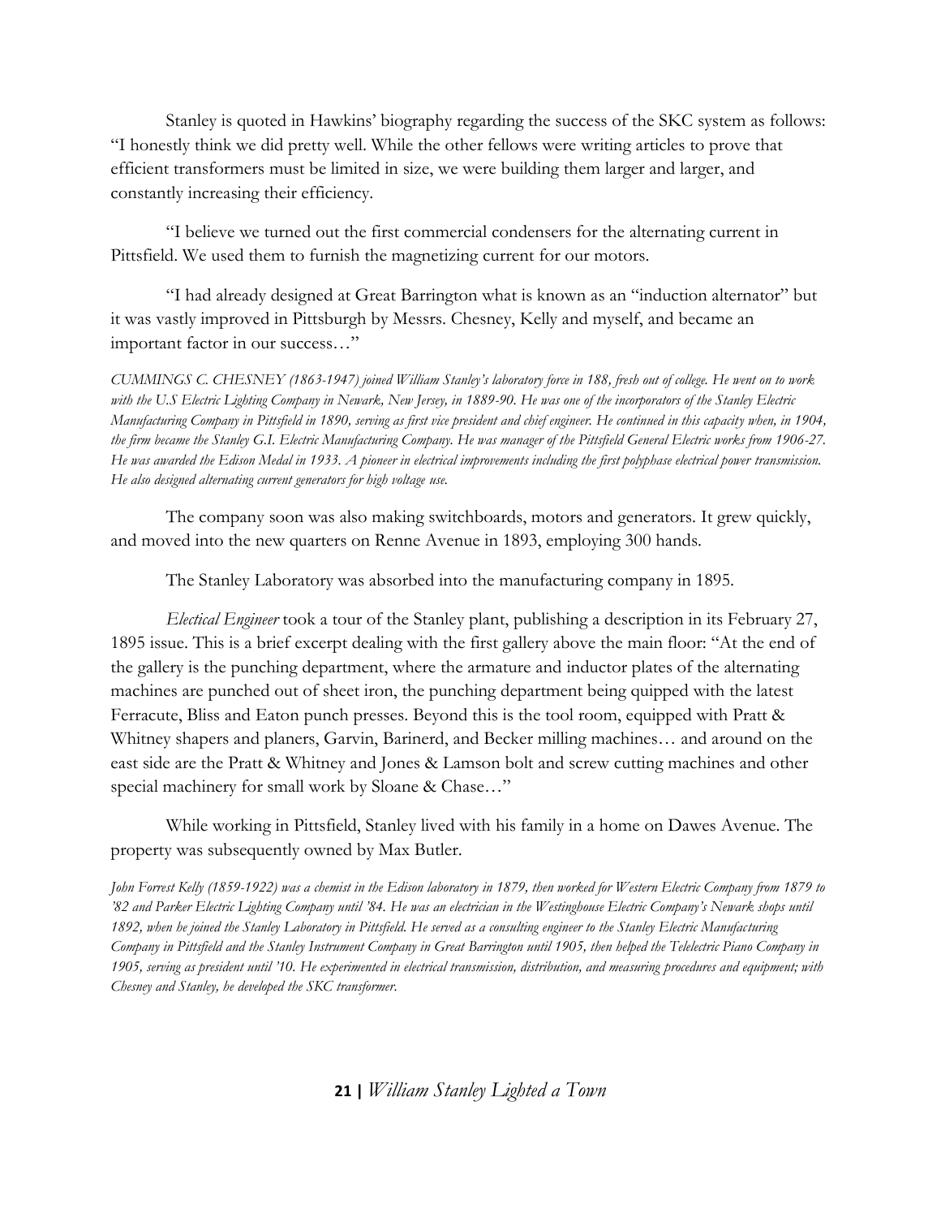Stanley is quoted in Hawkins' biography regarding the success of the SKC system as follows: "I honestly think we did pretty well. While the other fellows were writing articles to prove that efficient transformers must be limited in size, we were building them larger and larger, and constantly increasing their efficiency.

"I believe we turned out the first commercial condensers for the alternating current in Pittsfield. We used them to furnish the magnetizing current for our motors.

"I had already designed at Great Barrington what is known as an "induction alternator" but it was vastly improved in Pittsburgh by Messrs. Chesney, Kelly and myself, and became an important factor in our success…"

*CUMMINGS C. CHESNEY (1863-1947) joined William Stanley's laboratory force in 188, fresh out of college. He went on to work with the U.S Electric Lighting Company in Newark, New Jersey, in 1889-90. He was one of the incorporators of the Stanley Electric Manufacturing Company in Pittsfield in 1890, serving as first vice president and chief engineer. He continued in this capacity when, in 1904, the firm became the Stanley G.I. Electric Manufacturing Company. He was manager of the Pittsfield General Electric works from 1906-27. He was awarded the Edison Medal in 1933. A pioneer in electrical improvements including the first polyphase electrical power transmission. He also designed alternating current generators for high voltage use.*

The company soon was also making switchboards, motors and generators. It grew quickly, and moved into the new quarters on Renne Avenue in 1893, employing 300 hands.

The Stanley Laboratory was absorbed into the manufacturing company in 1895.

*Electical Engineer* took a tour of the Stanley plant, publishing a description in its February 27, 1895 issue. This is a brief excerpt dealing with the first gallery above the main floor: "At the end of the gallery is the punching department, where the armature and inductor plates of the alternating machines are punched out of sheet iron, the punching department being quipped with the latest Ferracute, Bliss and Eaton punch presses. Beyond this is the tool room, equipped with Pratt & Whitney shapers and planers, Garvin, Barinerd, and Becker milling machines… and around on the east side are the Pratt & Whitney and Jones & Lamson bolt and screw cutting machines and other special machinery for small work by Sloane & Chase…"

While working in Pittsfield, Stanley lived with his family in a home on Dawes Avenue. The property was subsequently owned by Max Butler.

*John Forrest Kelly (1859-1922) was a chemist in the Edison laboratory in 1879, then worked for Western Electric Company from 1879 to '82 and Parker Electric Lighting Company until '84. He was an electrician in the Westinghouse Electric Company's Newark shops until 1892, when he joined the Stanley Laboratory in Pittsfield. He served as a consulting engineer to the Stanley Electric Manufacturing Company in Pittsfield and the Stanley Instrument Company in Great Barrington until 1905, then helped the Telelectric Piano Company in 1905, serving as president until '10. He experimented in electrical transmission, distribution, and measuring procedures and equipment; with Chesney and Stanley, he developed the SKC transformer.*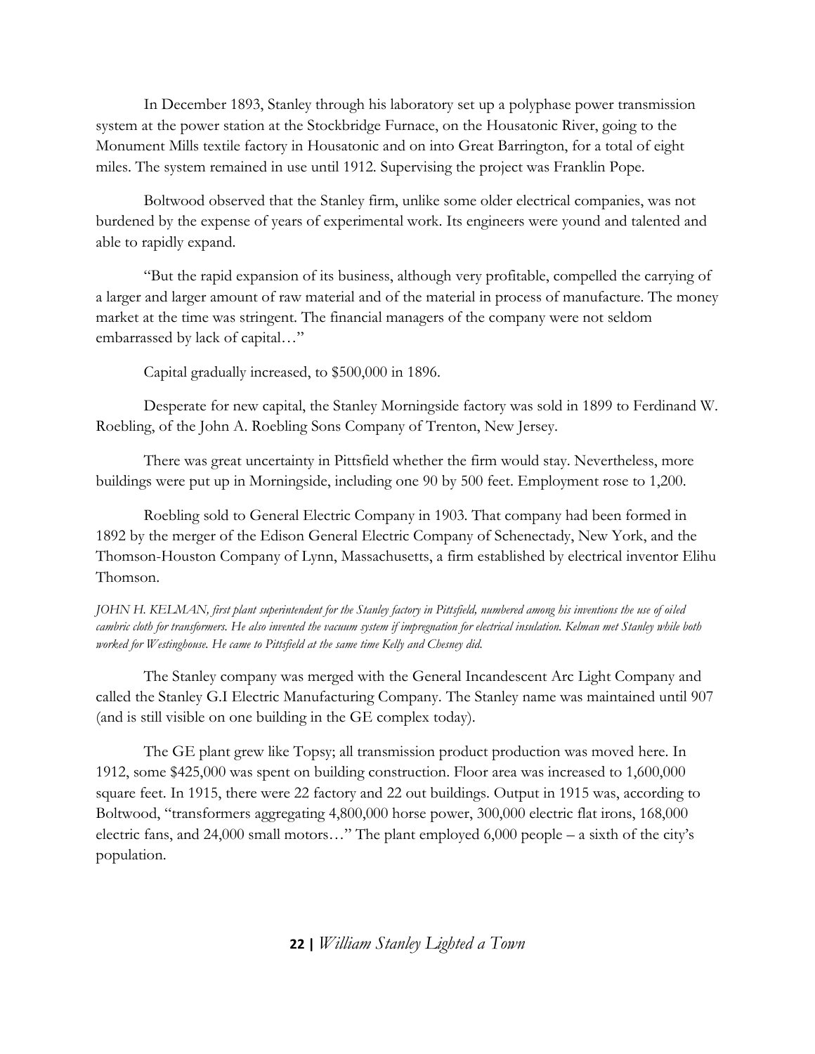In December 1893, Stanley through his laboratory set up a polyphase power transmission system at the power station at the Stockbridge Furnace, on the Housatonic River, going to the Monument Mills textile factory in Housatonic and on into Great Barrington, for a total of eight miles. The system remained in use until 1912. Supervising the project was Franklin Pope.

Boltwood observed that the Stanley firm, unlike some older electrical companies, was not burdened by the expense of years of experimental work. Its engineers were yound and talented and able to rapidly expand.

"But the rapid expansion of its business, although very profitable, compelled the carrying of a larger and larger amount of raw material and of the material in process of manufacture. The money market at the time was stringent. The financial managers of the company were not seldom embarrassed by lack of capital…"

Capital gradually increased, to $500,000 in 1896.

Desperate for new capital, the Stanley Morningside factory was sold in 1899 to Ferdinand W. Roebling, of the John A. Roebling Sons Company of Trenton, New Jersey.

There was great uncertainty in Pittsfield whether the firm would stay. Nevertheless, more buildings were put up in Morningside, including one 90 by 500 feet. Employment rose to 1,200.

Roebling sold to General Electric Company in 1903. That company had been formed in 1892 by the merger of the Edison General Electric Company of Schenectady, New York, and the Thomson-Houston Company of Lynn, Massachusetts, a firm established by electrical inventor Elihu Thomson.

*JOHN H. KELMAN, first plant superintendent for the Stanley factory in Pittsfield, numbered among his inventions the use of oiled cambric cloth for transformers. He also invented the vacuum system if impregnation for electrical insulation. Kelman met Stanley while both worked for Westinghouse. He came to Pittsfield at the same time Kelly and Chesney did.*

The Stanley company was merged with the General Incandescent Arc Light Company and called the Stanley G.I Electric Manufacturing Company. The Stanley name was maintained until 907 (and is still visible on one building in the GE complex today).

The GE plant grew like Topsy; all transmission product production was moved here. In 1912, some $425,000 was spent on building construction. Floor area was increased to 1,600,000 square feet. In 1915, there were 22 factory and 22 out buildings. Output in 1915 was, according to Boltwood, "transformers aggregating 4,800,000 horse power, 300,000 electric flat irons, 168,000 electric fans, and 24,000 small motors…" The plant employed 6,000 people – a sixth of the city's population.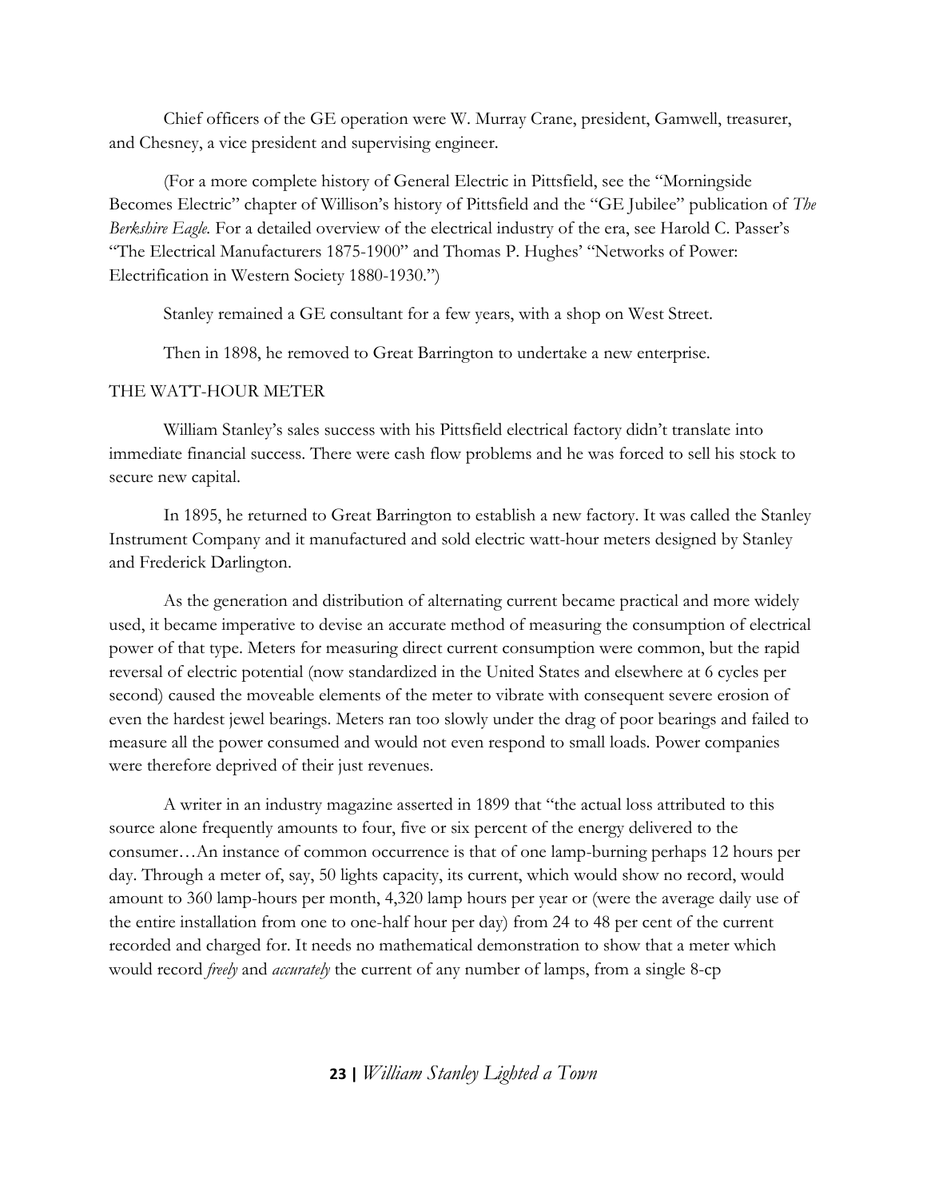Chief officers of the GE operation were W. Murray Crane, president, Gamwell, treasurer, and Chesney, a vice president and supervising engineer.

(For a more complete history of General Electric in Pittsfield, see the "Morningside Becomes Electric" chapter of Willison's history of Pittsfield and the "GE Jubilee" publication of *The Berkshire Eagle.* For a detailed overview of the electrical industry of the era, see Harold C. Passer's "The Electrical Manufacturers 1875-1900" and Thomas P. Hughes' "Networks of Power: Electrification in Western Society 1880-1930.")

Stanley remained a GE consultant for a few years, with a shop on West Street.

Then in 1898, he removed to Great Barrington to undertake a new enterprise.

## THE WATT-HOUR METER

William Stanley's sales success with his Pittsfield electrical factory didn't translate into immediate financial success. There were cash flow problems and he was forced to sell his stock to secure new capital.

In 1895, he returned to Great Barrington to establish a new factory. It was called the Stanley Instrument Company and it manufactured and sold electric watt-hour meters designed by Stanley and Frederick Darlington.

As the generation and distribution of alternating current became practical and more widely used, it became imperative to devise an accurate method of measuring the consumption of electrical power of that type. Meters for measuring direct current consumption were common, but the rapid reversal of electric potential (now standardized in the United States and elsewhere at 6 cycles per second) caused the moveable elements of the meter to vibrate with consequent severe erosion of even the hardest jewel bearings. Meters ran too slowly under the drag of poor bearings and failed to measure all the power consumed and would not even respond to small loads. Power companies were therefore deprived of their just revenues.

A writer in an industry magazine asserted in 1899 that "the actual loss attributed to this source alone frequently amounts to four, five or six percent of the energy delivered to the consumer…An instance of common occurrence is that of one lamp-burning perhaps 12 hours per day. Through a meter of, say, 50 lights capacity, its current, which would show no record, would amount to 360 lamp-hours per month, 4,320 lamp hours per year or (were the average daily use of the entire installation from one to one-half hour per day) from 24 to 48 per cent of the current recorded and charged for. It needs no mathematical demonstration to show that a meter which would record *freely* and *accurately* the current of any number of lamps, from a single 8-cp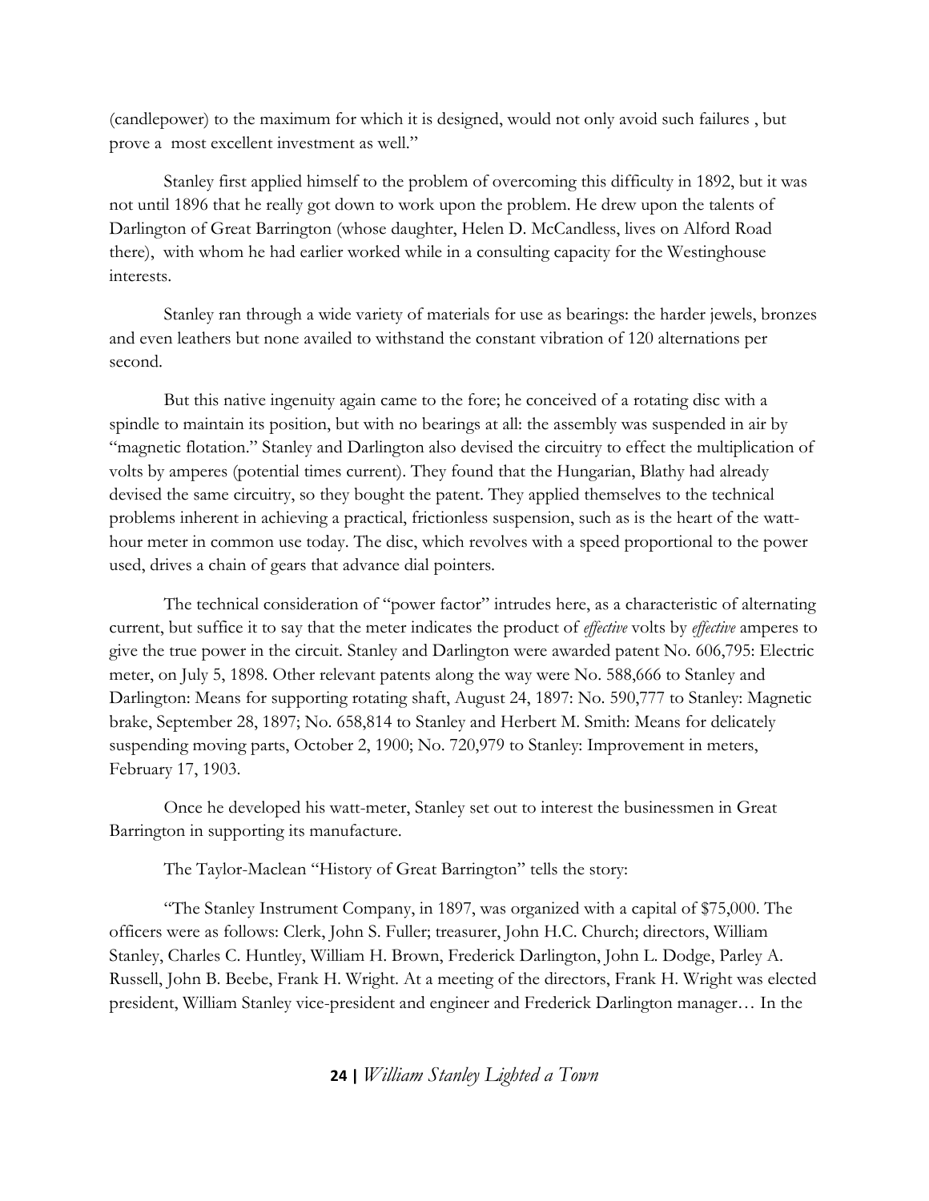(candlepower) to the maximum for which it is designed, would not only avoid such failures , but prove a most excellent investment as well."

Stanley first applied himself to the problem of overcoming this difficulty in 1892, but it was not until 1896 that he really got down to work upon the problem. He drew upon the talents of Darlington of Great Barrington (whose daughter, Helen D. McCandless, lives on Alford Road there), with whom he had earlier worked while in a consulting capacity for the Westinghouse interests.

Stanley ran through a wide variety of materials for use as bearings: the harder jewels, bronzes and even leathers but none availed to withstand the constant vibration of 120 alternations per second.

But this native ingenuity again came to the fore; he conceived of a rotating disc with a spindle to maintain its position, but with no bearings at all: the assembly was suspended in air by "magnetic flotation." Stanley and Darlington also devised the circuitry to effect the multiplication of volts by amperes (potential times current). They found that the Hungarian, Blathy had already devised the same circuitry, so they bought the patent. They applied themselves to the technical problems inherent in achieving a practical, frictionless suspension, such as is the heart of the watt-hour meter in common use today. The disc, which revolves with a speed proportional to the power used, drives a chain of gears that advance dial pointers.

The technical consideration of "power factor" intrudes here, as a characteristic of alternating current, but suffice it to say that the meter indicates the product of *effective* volts by *effective* amperes to give the true power in the circuit. Stanley and Darlington were awarded patent No. 606,795: Electric meter, on July 5, 1898. Other relevant patents along the way were No. 588,666 to Stanley and Darlington: Means for supporting rotating shaft, August 24, 1897: No. 590,777 to Stanley: Magnetic brake, September 28, 1897; No. 658,814 to Stanley and Herbert M. Smith: Means for delicately suspending moving parts, October 2, 1900; No. 720,979 to Stanley: Improvement in meters, February 17, 1903.

Once he developed his watt-meter, Stanley set out to interest the businessmen in Great Barrington in supporting its manufacture.

The Taylor-Maclean "History of Great Barrington" tells the story:

"The Stanley Instrument Company, in 1897, was organized with a capital of $75,000. The officers were as follows: Clerk, John S. Fuller; treasurer, John H.C. Church; directors, William Stanley, Charles C. Huntley, William H. Brown, Frederick Darlington, John L. Dodge, Parley A. Russell, John B. Beebe, Frank H. Wright. At a meeting of the directors, Frank H. Wright was elected president, William Stanley vice-president and engineer and Frederick Darlington manager… In the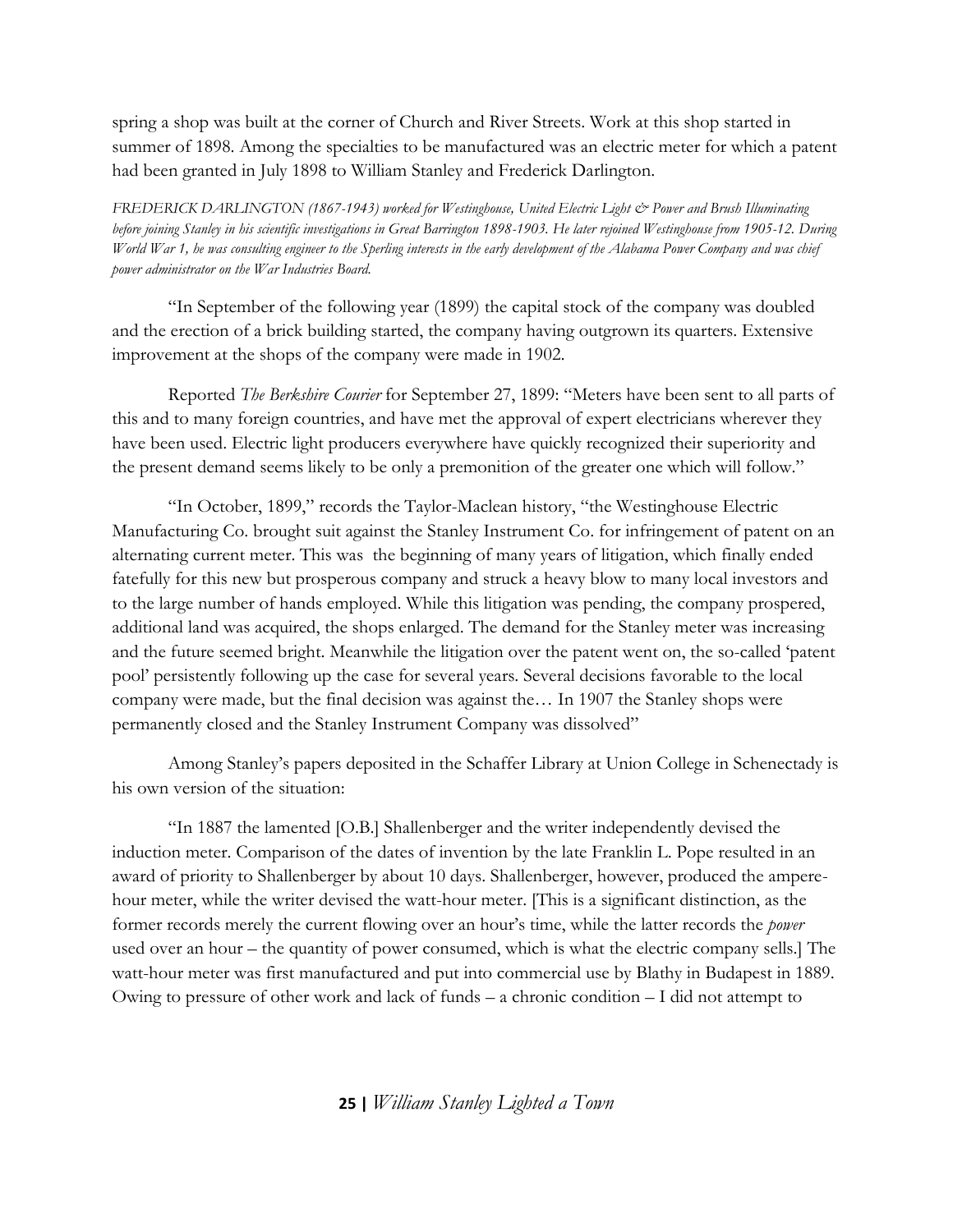spring a shop was built at the corner of Church and River Streets. Work at this shop started in summer of 1898. Among the specialties to be manufactured was an electric meter for which a patent had been granted in July 1898 to William Stanley and Frederick Darlington.

*FREDERICK DARLINGTON (1867-1943) worked for Westinghouse, United Electric Light & Power and Brush Illuminating before joining Stanley in his scientific investigations in Great Barrington 1898-1903. He later rejoined Westinghouse from 1905-12. During World War 1, he was consulting engineer to the Sperling interests in the early development of the Alabama Power Company and was chief power administrator on the War Industries Board.*

"In September of the following year (1899) the capital stock of the company was doubled and the erection of a brick building started, the company having outgrown its quarters. Extensive improvement at the shops of the company were made in 1902.

Reported *The Berkshire Courier* for September 27, 1899: "Meters have been sent to all parts of this and to many foreign countries, and have met the approval of expert electricians wherever they have been used. Electric light producers everywhere have quickly recognized their superiority and the present demand seems likely to be only a premonition of the greater one which will follow."

"In October, 1899," records the Taylor-Maclean history, "the Westinghouse Electric Manufacturing Co. brought suit against the Stanley Instrument Co. for infringement of patent on an alternating current meter. This was the beginning of many years of litigation, which finally ended fatefully for this new but prosperous company and struck a heavy blow to many local investors and to the large number of hands employed. While this litigation was pending, the company prospered, additional land was acquired, the shops enlarged. The demand for the Stanley meter was increasing and the future seemed bright. Meanwhile the litigation over the patent went on, the so-called 'patent pool' persistently following up the case for several years. Several decisions favorable to the local company were made, but the final decision was against the… In 1907 the Stanley shops were permanently closed and the Stanley Instrument Company was dissolved"

Among Stanley's papers deposited in the Schaffer Library at Union College in Schenectady is his own version of the situation:

"In 1887 the lamented [O.B.] Shallenberger and the writer independently devised the induction meter. Comparison of the dates of invention by the late Franklin L. Pope resulted in an award of priority to Shallenberger by about 10 days. Shallenberger, however, produced the ampere-hour meter, while the writer devised the watt-hour meter. [This is a significant distinction, as the former records merely the current flowing over an hour's time, while the latter records the *power* used over an hour – the quantity of power consumed, which is what the electric company sells.] The watt-hour meter was first manufactured and put into commercial use by Blathy in Budapest in 1889. Owing to pressure of other work and lack of funds – a chronic condition – I did not attempt to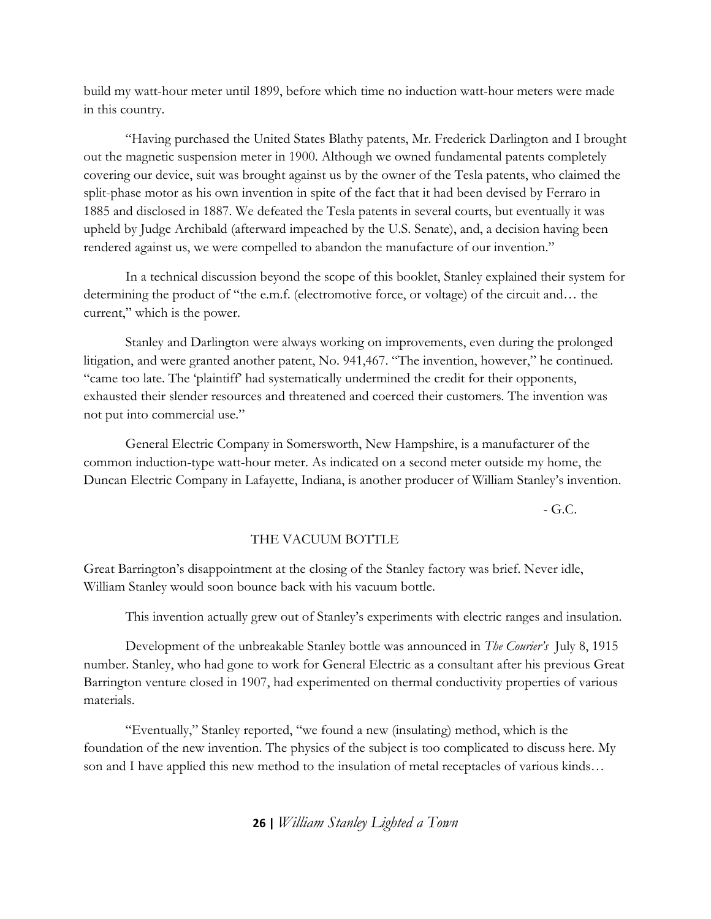build my watt-hour meter until 1899, before which time no induction watt-hour meters were made in this country.

"Having purchased the United States Blathy patents, Mr. Frederick Darlington and I brought out the magnetic suspension meter in 1900. Although we owned fundamental patents completely covering our device, suit was brought against us by the owner of the Tesla patents, who claimed the split-phase motor as his own invention in spite of the fact that it had been devised by Ferraro in 1885 and disclosed in 1887. We defeated the Tesla patents in several courts, but eventually it was upheld by Judge Archibald (afterward impeached by the U.S. Senate), and, a decision having been rendered against us, we were compelled to abandon the manufacture of our invention."

In a technical discussion beyond the scope of this booklet, Stanley explained their system for determining the product of "the e.m.f. (electromotive force, or voltage) of the circuit and… the current," which is the power.

Stanley and Darlington were always working on improvements, even during the prolonged litigation, and were granted another patent, No. 941,467. "The invention, however," he continued. "came too late. The 'plaintiff' had systematically undermined the credit for their opponents, exhausted their slender resources and threatened and coerced their customers. The invention was not put into commercial use."

General Electric Company in Somersworth, New Hampshire, is a manufacturer of the common induction-type watt-hour meter. As indicated on a second meter outside my home, the Duncan Electric Company in Lafayette, Indiana, is another producer of William Stanley's invention.

- G.C.

## THE VACUUM BOTTLE

Great Barrington's disappointment at the closing of the Stanley factory was brief. Never idle, William Stanley would soon bounce back with his vacuum bottle.

This invention actually grew out of Stanley's experiments with electric ranges and insulation.

Development of the unbreakable Stanley bottle was announced in *The Courier's* July 8, 1915 number. Stanley, who had gone to work for General Electric as a consultant after his previous Great Barrington venture closed in 1907, had experimented on thermal conductivity properties of various materials.

"Eventually," Stanley reported, "we found a new (insulating) method, which is the foundation of the new invention. The physics of the subject is too complicated to discuss here. My son and I have applied this new method to the insulation of metal receptacles of various kinds…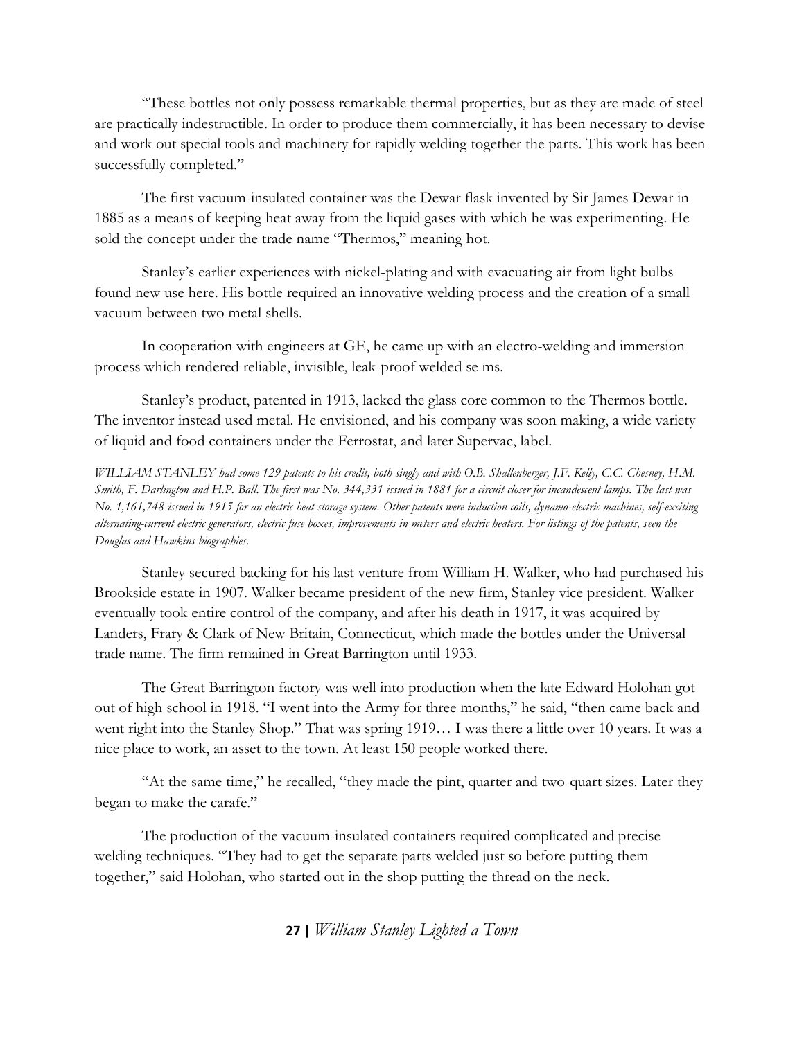"These bottles not only possess remarkable thermal properties, but as they are made of steel are practically indestructible. In order to produce them commercially, it has been necessary to devise and work out special tools and machinery for rapidly welding together the parts. This work has been successfully completed."

The first vacuum-insulated container was the Dewar flask invented by Sir James Dewar in 1885 as a means of keeping heat away from the liquid gases with which he was experimenting. He sold the concept under the trade name "Thermos," meaning hot.

Stanley's earlier experiences with nickel-plating and with evacuating air from light bulbs found new use here. His bottle required an innovative welding process and the creation of a small vacuum between two metal shells.

In cooperation with engineers at GE, he came up with an electro-welding and immersion process which rendered reliable, invisible, leak-proof welded se ms.

Stanley's product, patented in 1913, lacked the glass core common to the Thermos bottle. The inventor instead used metal. He envisioned, and his company was soon making, a wide variety of liquid and food containers under the Ferrostat, and later Supervac, label.

*WILLIAM STANLEY had some 129 patents to his credit, both singly and with O.B. Shallenberger, J.F. Kelly, C.C. Chesney, H.M. Smith, F. Darlington and H.P. Ball. The first was No. 344,331 issued in 1881 for a circuit closer for incandescent lamps. The last was No. 1,161,748 issued in 1915 for an electric heat storage system. Other patents were induction coils, dynamo-electric machines, self-exciting alternating-current electric generators, electric fuse boxes, improvements in meters and electric heaters. For listings of the patents, seen the Douglas and Hawkins biographies.*

Stanley secured backing for his last venture from William H. Walker, who had purchased his Brookside estate in 1907. Walker became president of the new firm, Stanley vice president. Walker eventually took entire control of the company, and after his death in 1917, it was acquired by Landers, Frary & Clark of New Britain, Connecticut, which made the bottles under the Universal trade name. The firm remained in Great Barrington until 1933.

The Great Barrington factory was well into production when the late Edward Holohan got out of high school in 1918. "I went into the Army for three months," he said, "then came back and went right into the Stanley Shop." That was spring 1919… I was there a little over 10 years. It was a nice place to work, an asset to the town. At least 150 people worked there.

"At the same time," he recalled, "they made the pint, quarter and two-quart sizes. Later they began to make the carafe."

The production of the vacuum-insulated containers required complicated and precise welding techniques. "They had to get the separate parts welded just so before putting them together," said Holohan, who started out in the shop putting the thread on the neck.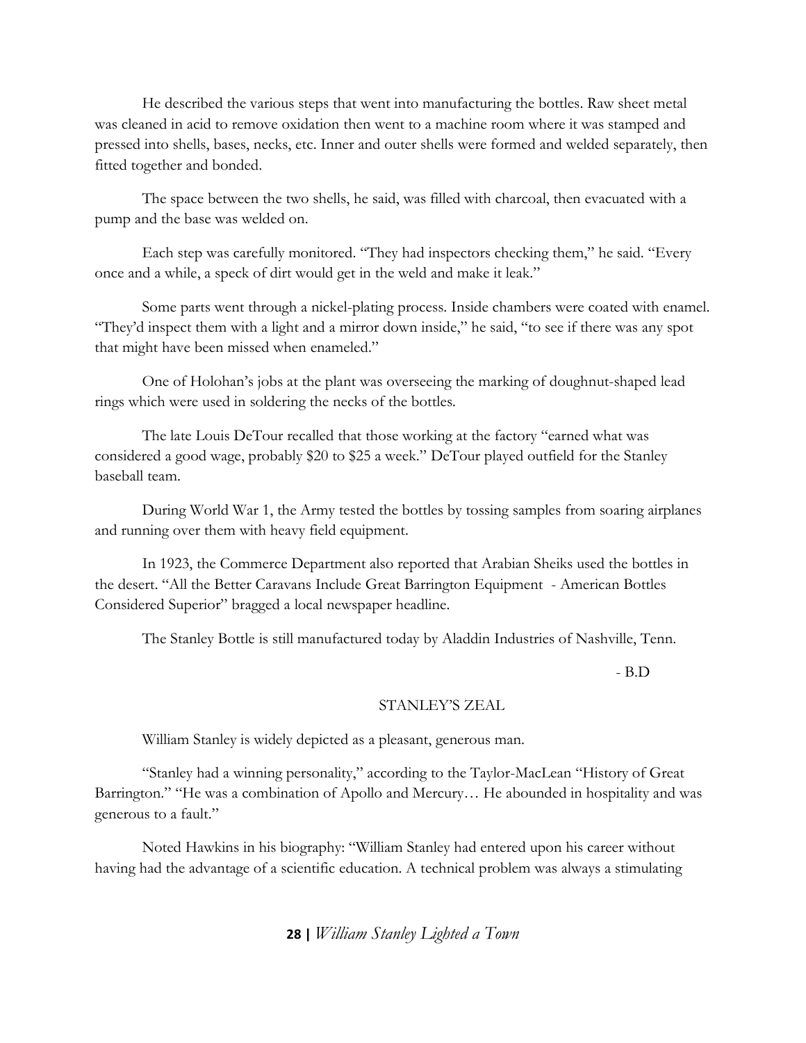He described the various steps that went into manufacturing the bottles. Raw sheet metal was cleaned in acid to remove oxidation then went to a machine room where it was stamped and pressed into shells, bases, necks, etc. Inner and outer shells were formed and welded separately, then fitted together and bonded.

The space between the two shells, he said, was filled with charcoal, then evacuated with a pump and the base was welded on.

Each step was carefully monitored. "They had inspectors checking them," he said. "Every once and a while, a speck of dirt would get in the weld and make it leak."

Some parts went through a nickel-plating process. Inside chambers were coated with enamel. "They'd inspect them with a light and a mirror down inside," he said, "to see if there was any spot that might have been missed when enameled."

One of Holohan's jobs at the plant was overseeing the marking of doughnut-shaped lead rings which were used in soldering the necks of the bottles.

The late Louis DeTour recalled that those working at the factory "earned what was considered a good wage, probably $20 to $25 a week." DeTour played outfield for the Stanley baseball team.

During World War 1, the Army tested the bottles by tossing samples from soaring airplanes and running over them with heavy field equipment.

In 1923, the Commerce Department also reported that Arabian Sheiks used the bottles in the desert. "All the Better Caravans Include Great Barrington Equipment - American Bottles Considered Superior" bragged a local newspaper headline.

The Stanley Bottle is still manufactured today by Aladdin Industries of Nashville, Tenn.

- B.D

## STANLEY'S ZEAL

William Stanley is widely depicted as a pleasant, generous man.

"Stanley had a winning personality," according to the Taylor-MacLean "History of Great Barrington." "He was a combination of Apollo and Mercury… He abounded in hospitality and was generous to a fault."

Noted Hawkins in his biography: "William Stanley had entered upon his career without having had the advantage of a scientific education. A technical problem was always a stimulating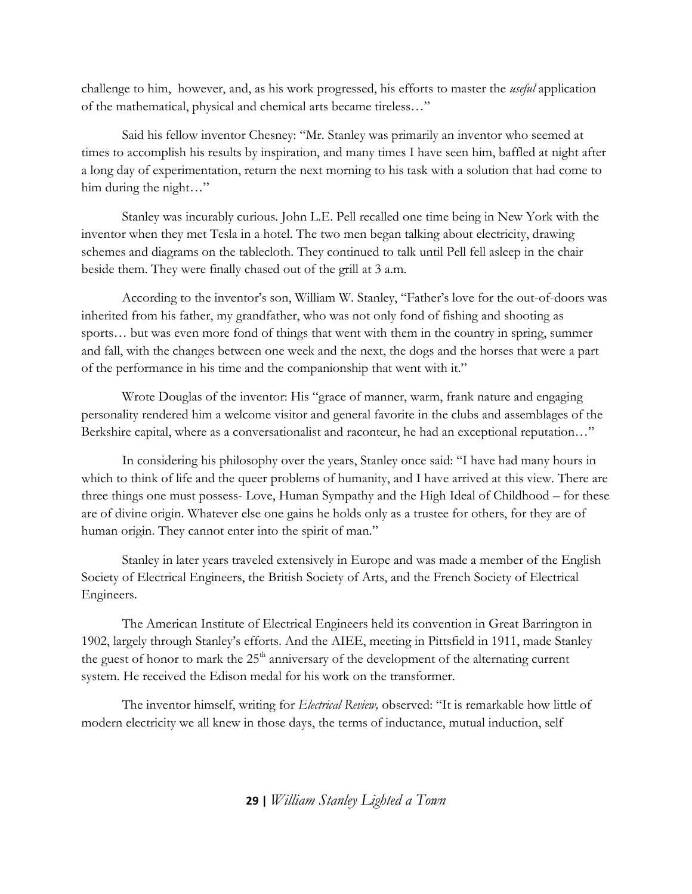challenge to him, however, and, as his work progressed, his efforts to master the *useful* application of the mathematical, physical and chemical arts became tireless…"

Said his fellow inventor Chesney: "Mr. Stanley was primarily an inventor who seemed at times to accomplish his results by inspiration, and many times I have seen him, baffled at night after a long day of experimentation, return the next morning to his task with a solution that had come to him during the night…"

Stanley was incurably curious. John L.E. Pell recalled one time being in New York with the inventor when they met Tesla in a hotel. The two men began talking about electricity, drawing schemes and diagrams on the tablecloth. They continued to talk until Pell fell asleep in the chair beside them. They were finally chased out of the grill at 3 a.m.

According to the inventor's son, William W. Stanley, "Father's love for the out-of-doors was inherited from his father, my grandfather, who was not only fond of fishing and shooting as sports… but was even more fond of things that went with them in the country in spring, summer and fall, with the changes between one week and the next, the dogs and the horses that were a part of the performance in his time and the companionship that went with it."

Wrote Douglas of the inventor: His "grace of manner, warm, frank nature and engaging personality rendered him a welcome visitor and general favorite in the clubs and assemblages of the Berkshire capital, where as a conversationalist and raconteur, he had an exceptional reputation…"

In considering his philosophy over the years, Stanley once said: "I have had many hours in which to think of life and the queer problems of humanity, and I have arrived at this view. There are three things one must possess- Love, Human Sympathy and the High Ideal of Childhood – for these are of divine origin. Whatever else one gains he holds only as a trustee for others, for they are of human origin. They cannot enter into the spirit of man."

Stanley in later years traveled extensively in Europe and was made a member of the English Society of Electrical Engineers, the British Society of Arts, and the French Society of Electrical Engineers.

The American Institute of Electrical Engineers held its convention in Great Barrington in 1902, largely through Stanley's efforts. And the AIEE, meeting in Pittsfield in 1911, made Stanley the guest of honor to mark the 25th anniversary of the development of the alternating current system. He received the Edison medal for his work on the transformer.

The inventor himself, writing for *Electrical Review,* observed: "It is remarkable how little of modern electricity we all knew in those days, the terms of inductance, mutual induction, self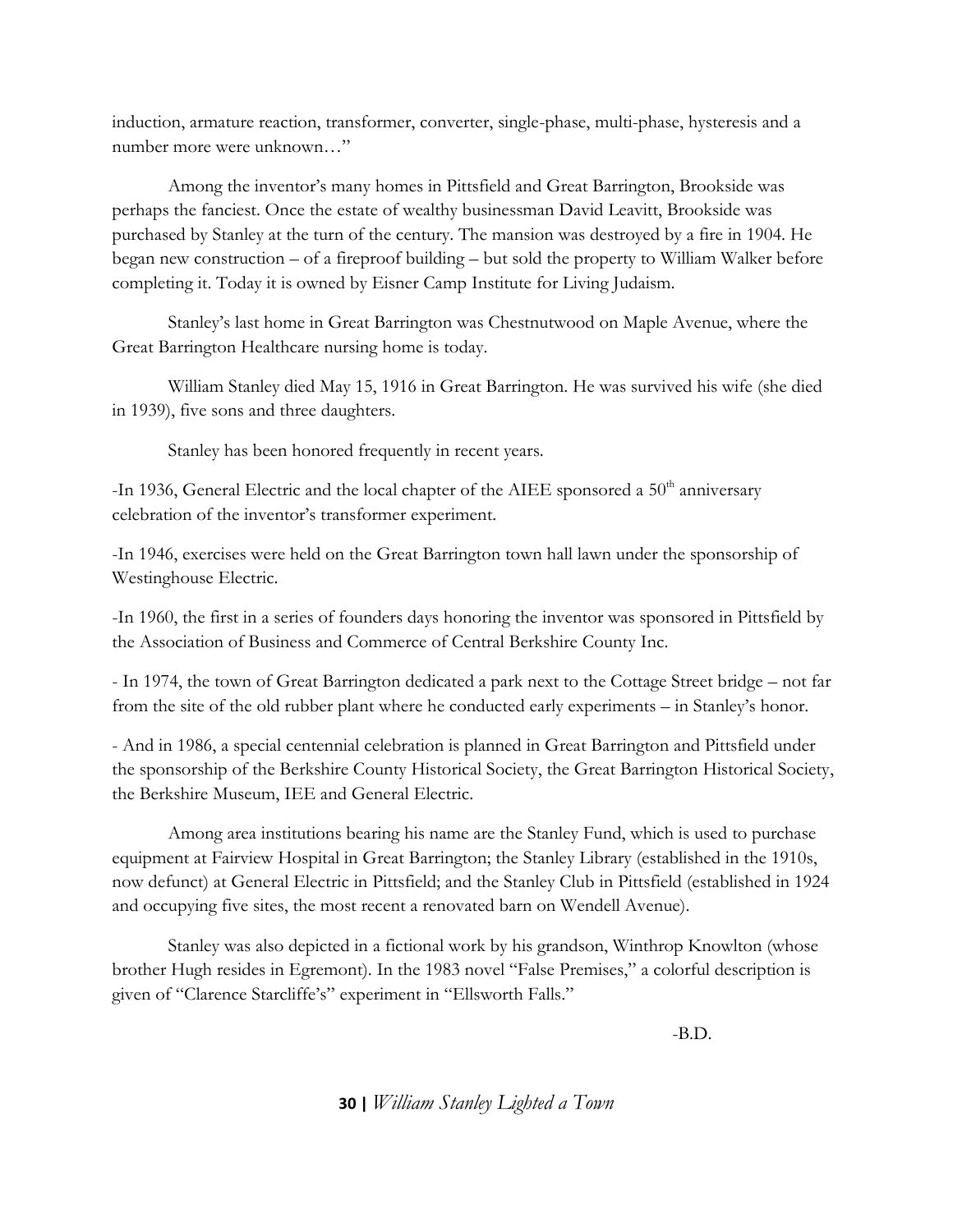induction, armature reaction, transformer, converter, single-phase, multi-phase, hysteresis and a number more were unknown…"

Among the inventor's many homes in Pittsfield and Great Barrington, Brookside was perhaps the fanciest. Once the estate of wealthy businessman David Leavitt, Brookside was purchased by Stanley at the turn of the century. The mansion was destroyed by a fire in 1904. He began new construction – of a fireproof building – but sold the property to William Walker before completing it. Today it is owned by Eisner Camp Institute for Living Judaism.

Stanley's last home in Great Barrington was Chestnutwood on Maple Avenue, where the Great Barrington Healthcare nursing home is today.

William Stanley died May 15, 1916 in Great Barrington. He was survived his wife (she died in 1939), five sons and three daughters.

Stanley has been honored frequently in recent years.

-In 1936, General Electric and the local chapter of the AIEE sponsored a 50th anniversary celebration of the inventor's transformer experiment.

-In 1946, exercises were held on the Great Barrington town hall lawn under the sponsorship of Westinghouse Electric.

-In 1960, the first in a series of founders days honoring the inventor was sponsored in Pittsfield by the Association of Business and Commerce of Central Berkshire County Inc.

- In 1974, the town of Great Barrington dedicated a park next to the Cottage Street bridge – not far from the site of the old rubber plant where he conducted early experiments – in Stanley's honor.

- And in 1986, a special centennial celebration is planned in Great Barrington and Pittsfield under the sponsorship of the Berkshire County Historical Society, the Great Barrington Historical Society, the Berkshire Museum, IEE and General Electric.

Among area institutions bearing his name are the Stanley Fund, which is used to purchase equipment at Fairview Hospital in Great Barrington; the Stanley Library (established in the 1910s, now defunct) at General Electric in Pittsfield; and the Stanley Club in Pittsfield (established in 1924 and occupying five sites, the most recent a renovated barn on Wendell Avenue).

Stanley was also depicted in a fictional work by his grandson, Winthrop Knowlton (whose brother Hugh resides in Egremont). In the 1983 novel "False Premises," a colorful description is given of "Clarence Starcliffe's" experiment in "Ellsworth Falls."

-B.D.